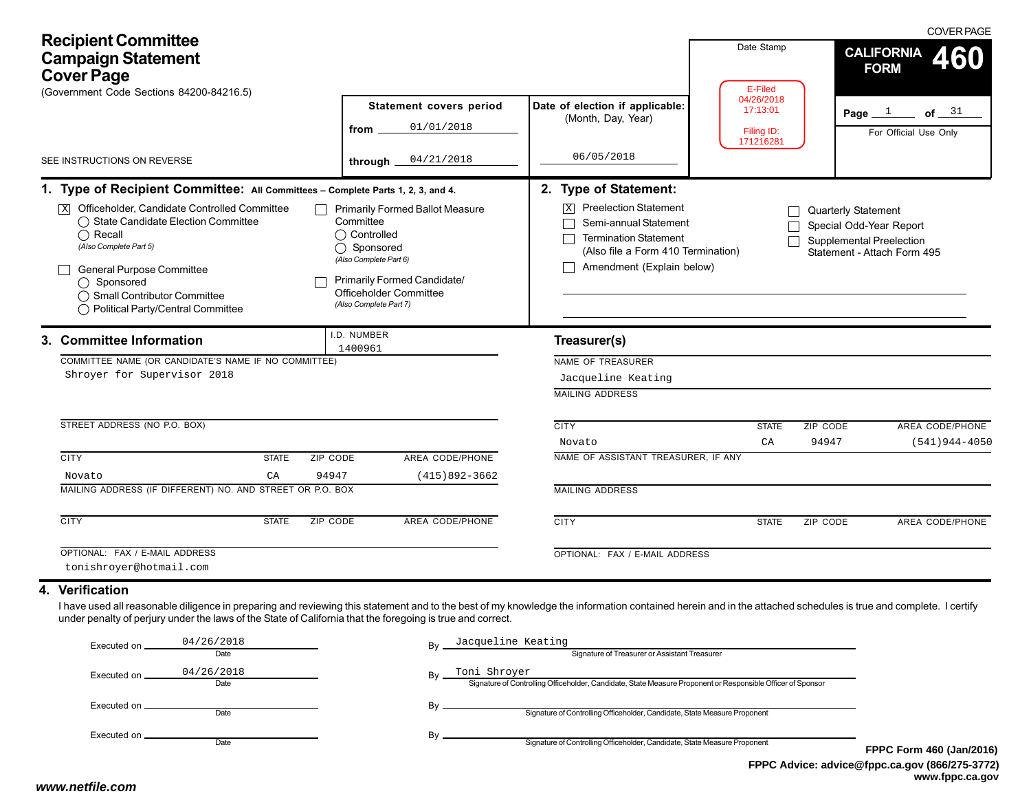# Recipient Committee Campaign Statement Cover Page

(Government Code Sections 84200-84216.5)

SEE INSTRUCTIONS ON REVERSE

COVER PAGE

**CALIFORNIA FORM 460**

Page 1 of 31

For Official Use Only

| Statement covers period | Date of election if applicable: (Month, Day, Year) |
|---|---|
| from 01/01/2018 | |
| through 04/21/2018 | 06/05/2018 |

Date Stamp

E-Filed
04/26/2018
17:13:01

Filing ID:
171216281

## 1. Type of Recipient Committee: All Committees – Complete Parts 1, 2, 3, and 4.

- [X] Officeholder, Candidate Controlled Committee
  - ◯ State Candidate Election Committee
  - ◯ Recall
  - *(Also Complete Part 5)*
- [ ] General Purpose Committee
  - ◯ Sponsored
  - ◯ Small Contributor Committee
  - ◯ Political Party/Central Committee
- [ ] Primarily Formed Ballot Measure Committee
  - ◯ Controlled
  - ◯ Sponsored
  - *(Also Complete Part 6)*
- [ ] Primarily Formed Candidate/ Officeholder Committee
  - *(Also Complete Part 7)*

## 2. Type of Statement:

- [X] Preelection Statement
- [ ] Semi-annual Statement
- [ ] Termination Statement (Also file a Form 410 Termination)
- [ ] Amendment (Explain below)
- [ ] Quarterly Statement
- [ ] Special Odd-Year Report
- [ ] Supplemental Preelection Statement - Attach Form 495

## 3. Committee Information

I.D. NUMBER: 1400961

COMMITTEE NAME (OR CANDIDATE'S NAME IF NO COMMITTEE): Shroyer for Supervisor 2018

STREET ADDRESS (NO P.O. BOX):

| CITY | STATE | ZIP CODE | AREA CODE/PHONE |
|---|---|---|---|
| Novato | CA | 94947 | (415)892-3662 |

MAILING ADDRESS (IF DIFFERENT) NO. AND STREET OR P.O. BOX:

| CITY | STATE | ZIP CODE | AREA CODE/PHONE |
|---|---|---|---|
| | | | |

OPTIONAL: FAX / E-MAIL ADDRESS: tonishroyer@hotmail.com

### Treasurer(s)

NAME OF TREASURER: Jacqueline Keating

MAILING ADDRESS:

| CITY | STATE | ZIP CODE | AREA CODE/PHONE |
|---|---|---|---|
| Novato | CA | 94947 | (541)944-4050 |

NAME OF ASSISTANT TREASURER, IF ANY:

MAILING ADDRESS:

| CITY | STATE | ZIP CODE | AREA CODE/PHONE |
|---|---|---|---|
| | | | |

OPTIONAL: FAX / E-MAIL ADDRESS:

## 4. Verification

I have used all reasonable diligence in preparing and reviewing this statement and to the best of my knowledge the information contained herein and in the attached schedules is true and complete. I certify under penalty of perjury under the laws of the State of California that the foregoing is true and correct.

| Executed on (Date) | By |
|---|---|
| 04/26/2018 | Jacqueline Keating — Signature of Treasurer or Assistant Treasurer |
| 04/26/2018 | Toni Shroyer — Signature of Controlling Officeholder, Candidate, State Measure Proponent or Responsible Officer of Sponsor |
| | Signature of Controlling Officeholder, Candidate, State Measure Proponent |
| | Signature of Controlling Officeholder, Candidate, State Measure Proponent |

FPPC Form 460 (Jan/2016)
FPPC Advice: advice@fppc.ca.gov (866/275-3772)
www.fppc.ca.gov

www.netfile.com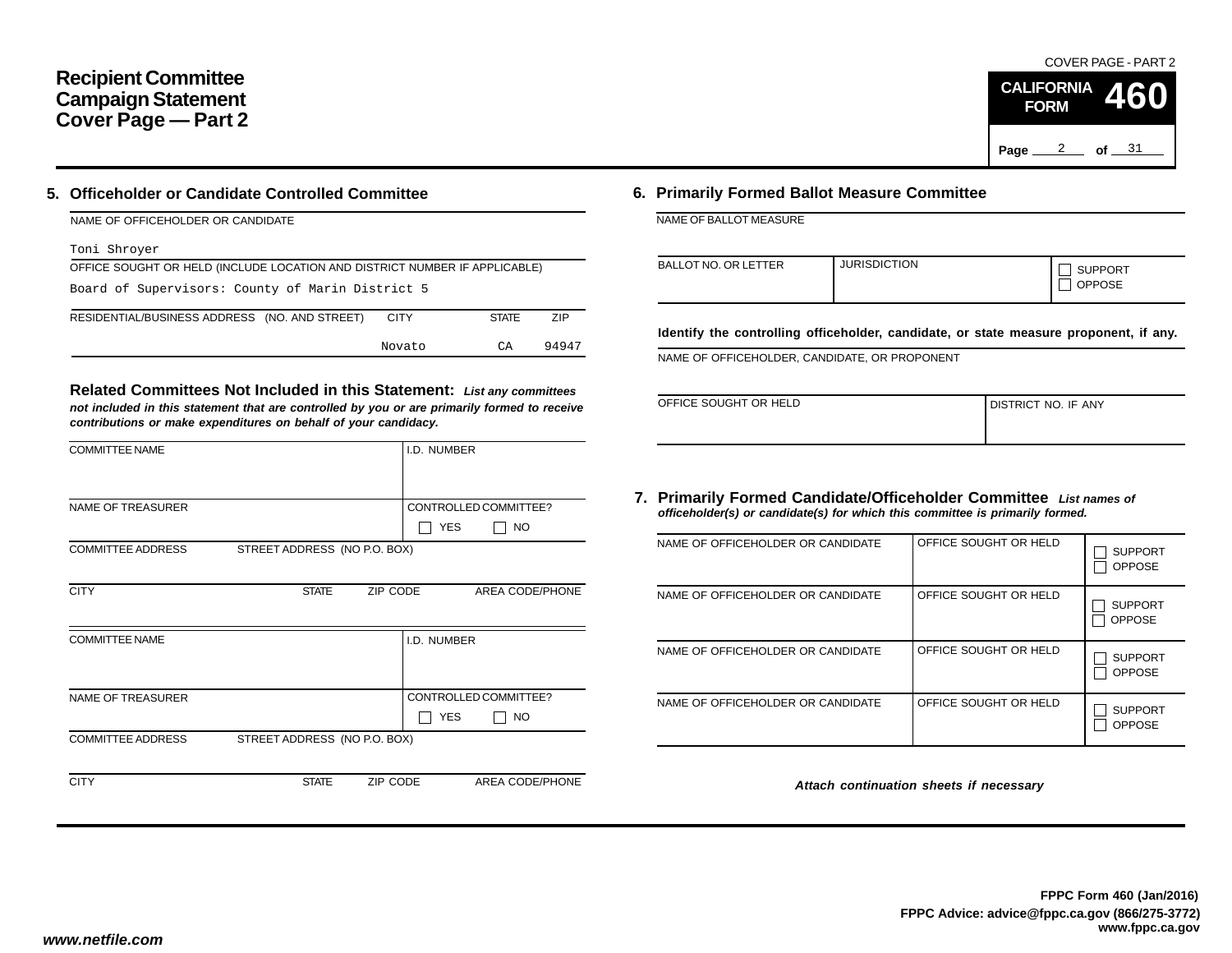# Recipient Committee Campaign Statement Cover Page — Part 2

COVER PAGE - PART 2

**CALIFORNIA FORM 460**

## 5. Officeholder or Candidate Controlled Committee

| NAME OF OFFICEHOLDER OR CANDIDATE |
|---|
| Toni Shroyer |

| OFFICE SOUGHT OR HELD (INCLUDE LOCATION AND DISTRICT NUMBER IF APPLICABLE) |
|---|
| Board of Supervisors: County of Marin District 5 |

| RESIDENTIAL/BUSINESS ADDRESS (NO. AND STREET) | CITY | STATE | ZIP |
|---|---|---|---|
| | Novato | CA | 94947 |

### Related Committees Not Included in this Statement:

*List any committees not included in this statement that are controlled by you or are primarily formed to receive contributions or make expenditures on behalf of your candidacy.*

| COMMITTEE NAME | | | I.D. NUMBER |
|---|---|---|---|
| | | | |
| NAME OF TREASURER | | | CONTROLLED COMMITTEE? ☐ YES ☐ NO |
| COMMITTEE ADDRESS | STREET ADDRESS (NO P.O. BOX) | | |
| CITY | STATE | ZIP CODE | AREA CODE/PHONE |

| COMMITTEE NAME | | | I.D. NUMBER |
|---|---|---|---|
| | | | |
| NAME OF TREASURER | | | CONTROLLED COMMITTEE? ☐ YES ☐ NO |
| COMMITTEE ADDRESS | STREET ADDRESS (NO P.O. BOX) | | |
| CITY | STATE | ZIP CODE | AREA CODE/PHONE |

## 6. Primarily Formed Ballot Measure Committee

| NAME OF BALLOT MEASURE |
|---|
| |

| BALLOT NO. OR LETTER | JURISDICTION | ☐ SUPPORT ☐ OPPOSE |
|---|---|---|
| | | |

**Identify the controlling officeholder, candidate, or state measure proponent, if any.**

| NAME OF OFFICEHOLDER, CANDIDATE, OR PROPONENT |
|---|
| |

| OFFICE SOUGHT OR HELD | DISTRICT NO. IF ANY |
|---|---|
| | |

## 7. Primarily Formed Candidate/Officeholder Committee

*List names of officeholder(s) or candidate(s) for which this committee is primarily formed.*

| NAME OF OFFICEHOLDER OR CANDIDATE | OFFICE SOUGHT OR HELD | |
|---|---|---|
| | | ☐ SUPPORT ☐ OPPOSE |
| | | ☐ SUPPORT ☐ OPPOSE |
| | | ☐ SUPPORT ☐ OPPOSE |
| | | ☐ SUPPORT ☐ OPPOSE |

*Attach continuation sheets if necessary*

**FPPC Form 460 (Jan/2016)**
**FPPC Advice: advice@fppc.ca.gov (866/275-3772)**
**www.fppc.ca.gov**

*www.netfile.com*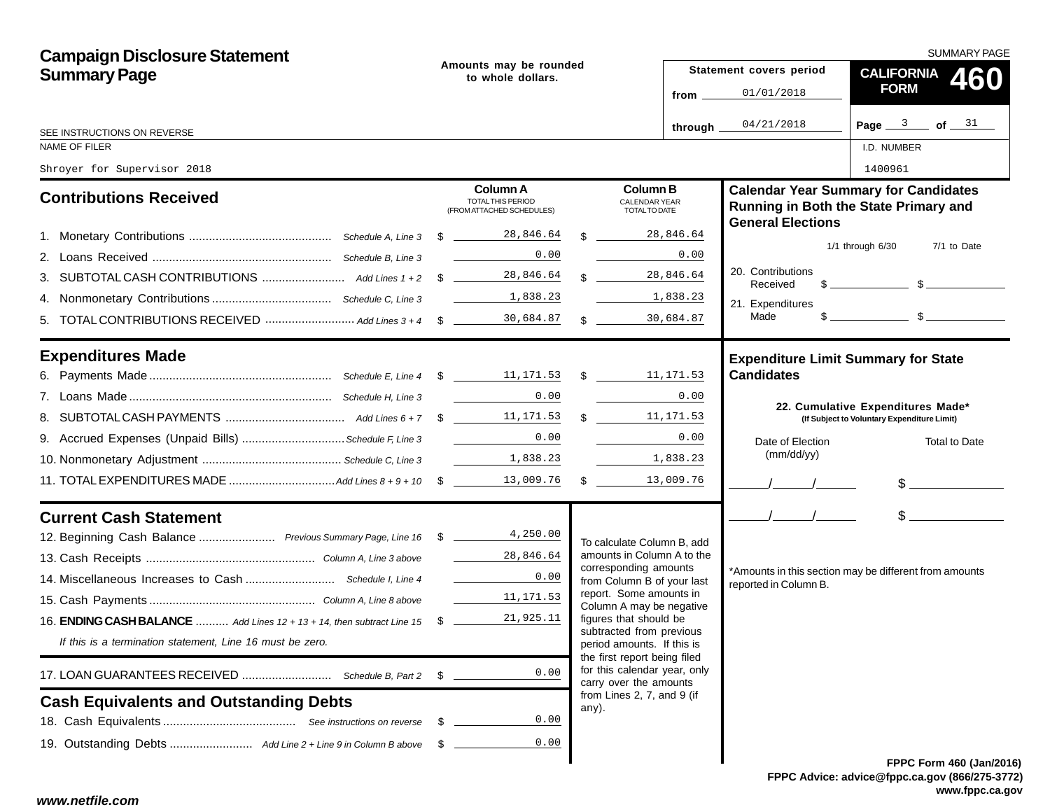# Campaign Disclosure Statement Summary Page

SUMMARY PAGE

Amounts may be rounded to whole dollars.

Statement covers period
from 01/01/2018
through 04/21/2018

**CALIFORNIA FORM 460**

Page 3 of 31

SEE INSTRUCTIONS ON REVERSE

NAME OF FILER: Shroyer for Supervisor 2018

I.D. NUMBER: 1400961

## Contributions Received

| | | Column A TOTAL THIS PERIOD (FROM ATTACHED SCHEDULES) | Column B CALENDAR YEAR TOTAL TO DATE |
|---|---|---|---|
| 1. Monetary Contributions | Schedule A, Line 3 | $ 28,846.64 | $ 28,846.64 |
| 2. Loans Received | Schedule B, Line 3 | 0.00 | 0.00 |
| 3. SUBTOTAL CASH CONTRIBUTIONS | Add Lines 1 + 2 | $ 28,846.64 | $ 28,846.64 |
| 4. Nonmonetary Contributions | Schedule C, Line 3 | 1,838.23 | 1,838.23 |
| 5. TOTAL CONTRIBUTIONS RECEIVED | Add Lines 3 + 4 | $ 30,684.87 | $ 30,684.87 |

## Expenditures Made

| | | Column A | Column B |
|---|---|---|---|
| 6. Payments Made | Schedule E, Line 4 | $ 11,171.53 | $ 11,171.53 |
| 7. Loans Made | Schedule H, Line 3 | 0.00 | 0.00 |
| 8. SUBTOTAL CASH PAYMENTS | Add Lines 6 + 7 | $ 11,171.53 | $ 11,171.53 |
| 9. Accrued Expenses (Unpaid Bills) | Schedule F, Line 3 | 0.00 | 0.00 |
| 10. Nonmonetary Adjustment | Schedule C, Line 3 | 1,838.23 | 1,838.23 |
| 11. TOTAL EXPENDITURES MADE | Add Lines 8 + 9 + 10 | $ 13,009.76 | $ 13,009.76 |

## Current Cash Statement

| | | |
|---|---|---|
| 12. Beginning Cash Balance | Previous Summary Page, Line 16 | $ 4,250.00 |
| 13. Cash Receipts | Column A, Line 3 above | 28,846.64 |
| 14. Miscellaneous Increases to Cash | Schedule I, Line 4 | 0.00 |
| 15. Cash Payments | Column A, Line 8 above | 11,171.53 |
| 16. **ENDING CASH BALANCE** | Add Lines 12 + 13 + 14, then subtract Line 15 | $ 21,925.11 |

*If this is a termination statement, Line 16 must be zero.*

| | | |
|---|---|---|
| 17. LOAN GUARANTEES RECEIVED | Schedule B, Part 2 | $ 0.00 |

To calculate Column B, add amounts in Column A to the corresponding amounts from Column B of your last report. Some amounts in Column A may be negative figures that should be subtracted from previous period amounts. If this is the first report being filed for this calendar year, only carry over the amounts from Lines 2, 7, and 9 (if any).

## Cash Equivalents and Outstanding Debts

| | | |
|---|---|---|
| 18. Cash Equivalents | See instructions on reverse | $ 0.00 |
| 19. Outstanding Debts | Add Line 2 + Line 9 in Column B above | $ 0.00 |

## Calendar Year Summary for Candidates Running in Both the State Primary and General Elections

| | 1/1 through 6/30 | 7/1 to Date |
|---|---|---|
| 20. Contributions Received | $ | $ |
| 21. Expenditures Made | $ | $ |

## Expenditure Limit Summary for State Candidates

**22. Cumulative Expenditures Made\***
**(If Subject to Voluntary Expenditure Limit)**

| Date of Election (mm/dd/yy) | Total to Date |
|---|---|
| / / | $ |
| / / | $ |

\*Amounts in this section may be different from amounts reported in Column B.

FPPC Form 460 (Jan/2016)
FPPC Advice: advice@fppc.ca.gov (866/275-3772)
www.fppc.ca.gov

*www.netfile.com*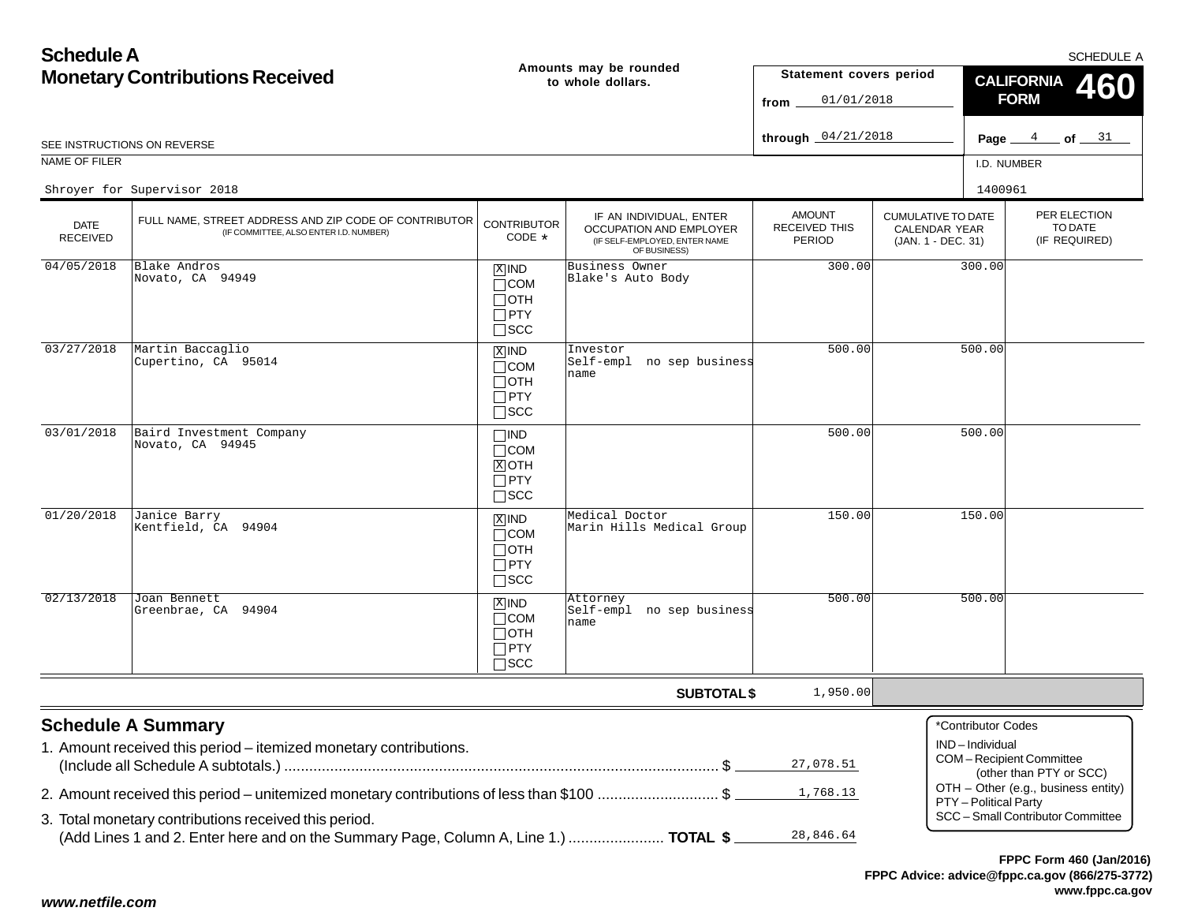# Schedule A
## Monetary Contributions Received

**Amounts may be rounded to whole dollars.**

SCHEDULE A

**Statement covers period**
from 01/01/2018
through 04/21/2018

**CALIFORNIA FORM 460**

SEE INSTRUCTIONS ON REVERSE

NAME OF FILER: Shroyer for Supervisor 2018

I.D. NUMBER: 1400961

| DATE RECEIVED | FULL NAME, STREET ADDRESS AND ZIP CODE OF CONTRIBUTOR (IF COMMITTEE, ALSO ENTER I.D. NUMBER) | CONTRIBUTOR CODE * | IF AN INDIVIDUAL, ENTER OCCUPATION AND EMPLOYER (IF SELF-EMPLOYED, ENTER NAME OF BUSINESS) | AMOUNT RECEIVED THIS PERIOD | CUMULATIVE TO DATE CALENDAR YEAR (JAN. 1 - DEC. 31) | PER ELECTION TO DATE (IF REQUIRED) |
|---|---|---|---|---|---|---|
| 04/05/2018 | Blake Andros<br>Novato, CA 94949 | [X] IND<br>[ ] COM<br>[ ] OTH<br>[ ] PTY<br>[ ] SCC | Business Owner<br>Blake's Auto Body | 300.00 | 300.00 | |
| 03/27/2018 | Martin Baccaglio<br>Cupertino, CA 95014 | [X] IND<br>[ ] COM<br>[ ] OTH<br>[ ] PTY<br>[ ] SCC | Investor<br>Self-empl no sep business name | 500.00 | 500.00 | |
| 03/01/2018 | Baird Investment Company<br>Novato, CA 94945 | [ ] IND<br>[ ] COM<br>[X] OTH<br>[ ] PTY<br>[ ] SCC | | 500.00 | 500.00 | |
| 01/20/2018 | Janice Barry<br>Kentfield, CA 94904 | [X] IND<br>[ ] COM<br>[ ] OTH<br>[ ] PTY<br>[ ] SCC | Medical Doctor<br>Marin Hills Medical Group | 150.00 | 150.00 | |
| 02/13/2018 | Joan Bennett<br>Greenbrae, CA 94904 | [X] IND<br>[ ] COM<br>[ ] OTH<br>[ ] PTY<br>[ ] SCC | Attorney<br>Self-empl no sep business name | 500.00 | 500.00 | |
| | | | **SUBTOTAL $** | 1,950.00 | | |

## Schedule A Summary

1. Amount received this period – itemized monetary contributions. (Include all Schedule A subtotals.) .......... $ 27,078.51
2. Amount received this period – unitemized monetary contributions of less than $100 .......... $ 1,768.13
3. Total monetary contributions received this period. (Add Lines 1 and 2. Enter here and on the Summary Page, Column A, Line 1.) .......... **TOTAL $** 28,846.64

*Contributor Codes
IND – Individual
COM – Recipient Committee (other than PTY or SCC)
OTH – Other (e.g., business entity)
PTY – Political Party
SCC – Small Contributor Committee

**FPPC Form 460 (Jan/2016)**
**FPPC Advice: advice@fppc.ca.gov (866/275-3772)**
**www.fppc.ca.gov**

*www.netfile.com*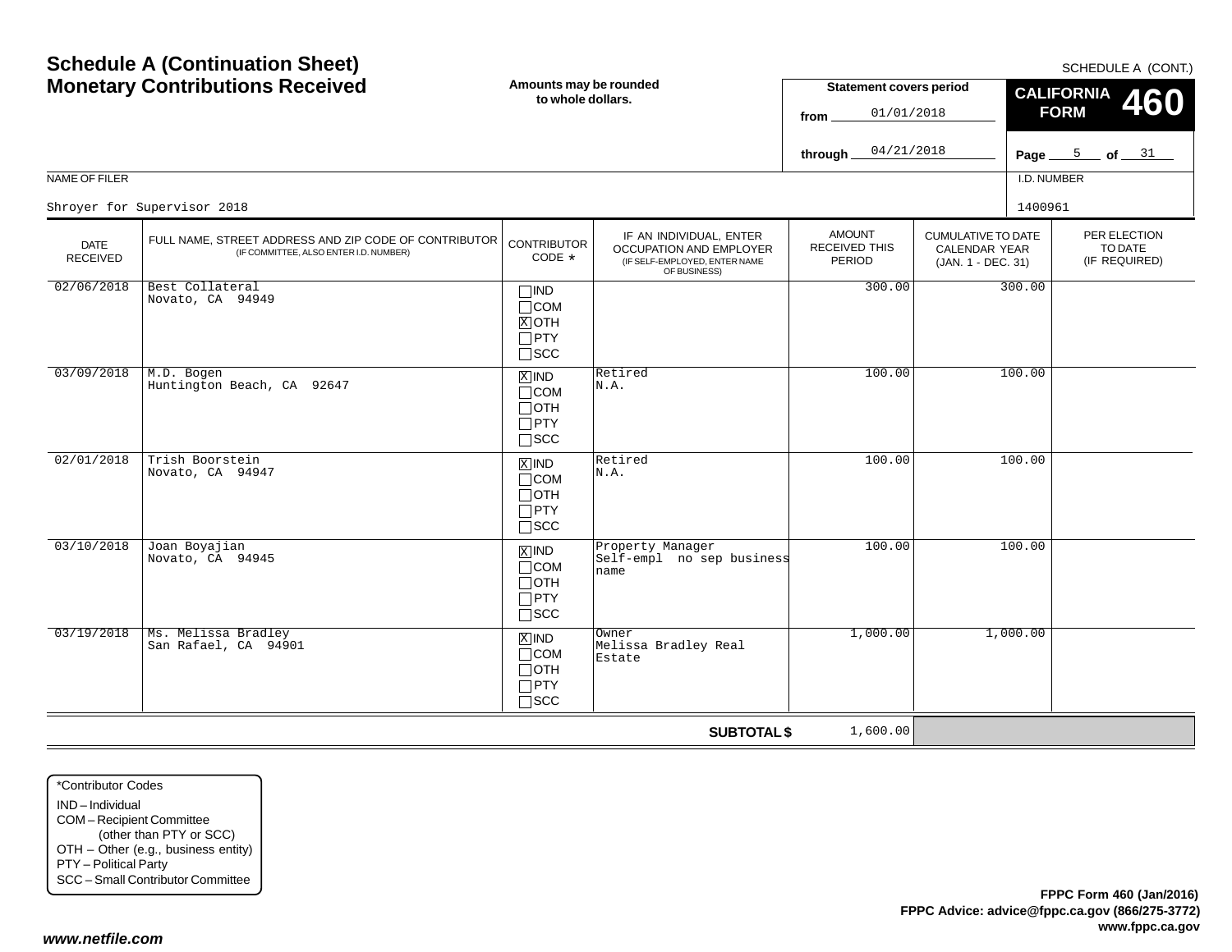# Schedule A (Continuation Sheet)
# Monetary Contributions Received

**Amounts may be rounded to whole dollars.**

SCHEDULE A (CONT.)

**Statement covers period**

from 01/01/2018

through 04/21/2018

**CALIFORNIA FORM 460**

Page 5 of 31

NAME OF FILER: Shroyer for Supervisor 2018

I.D. NUMBER: 1400961

| DATE RECEIVED | FULL NAME, STREET ADDRESS AND ZIP CODE OF CONTRIBUTOR (IF COMMITTEE, ALSO ENTER I.D. NUMBER) | CONTRIBUTOR CODE * | IF AN INDIVIDUAL, ENTER OCCUPATION AND EMPLOYER (IF SELF-EMPLOYED, ENTER NAME OF BUSINESS) | AMOUNT RECEIVED THIS PERIOD | CUMULATIVE TO DATE CALENDAR YEAR (JAN. 1 - DEC. 31) | PER ELECTION TO DATE (IF REQUIRED) |
|---|---|---|---|---|---|---|
| 02/06/2018 | Best Collateral<br>Novato, CA 94949 | ☐ IND<br>☐ COM<br>☒ OTH<br>☐ PTY<br>☐ SCC | | 300.00 | 300.00 | |
| 03/09/2018 | M.D. Bogen<br>Huntington Beach, CA 92647 | ☒ IND<br>☐ COM<br>☐ OTH<br>☐ PTY<br>☐ SCC | Retired<br>N.A. | 100.00 | 100.00 | |
| 02/01/2018 | Trish Boorstein<br>Novato, CA 94947 | ☒ IND<br>☐ COM<br>☐ OTH<br>☐ PTY<br>☐ SCC | Retired<br>N.A. | 100.00 | 100.00 | |
| 03/10/2018 | Joan Boyajian<br>Novato, CA 94945 | ☒ IND<br>☐ COM<br>☐ OTH<br>☐ PTY<br>☐ SCC | Property Manager<br>Self-empl no sep business name | 100.00 | 100.00 | |
| 03/19/2018 | Ms. Melissa Bradley<br>San Rafael, CA 94901 | ☒ IND<br>☐ COM<br>☐ OTH<br>☐ PTY<br>☐ SCC | Owner<br>Melissa Bradley Real Estate | 1,000.00 | 1,000.00 | |
| | | | **SUBTOTAL $** | 1,600.00 | | |

*Contributor Codes
- IND – Individual
- COM – Recipient Committee (other than PTY or SCC)
- OTH – Other (e.g., business entity)
- PTY – Political Party
- SCC – Small Contributor Committee

**FPPC Form 460 (Jan/2016)**
**FPPC Advice: advice@fppc.ca.gov (866/275-3772)**
**www.fppc.ca.gov**

***www.netfile.com***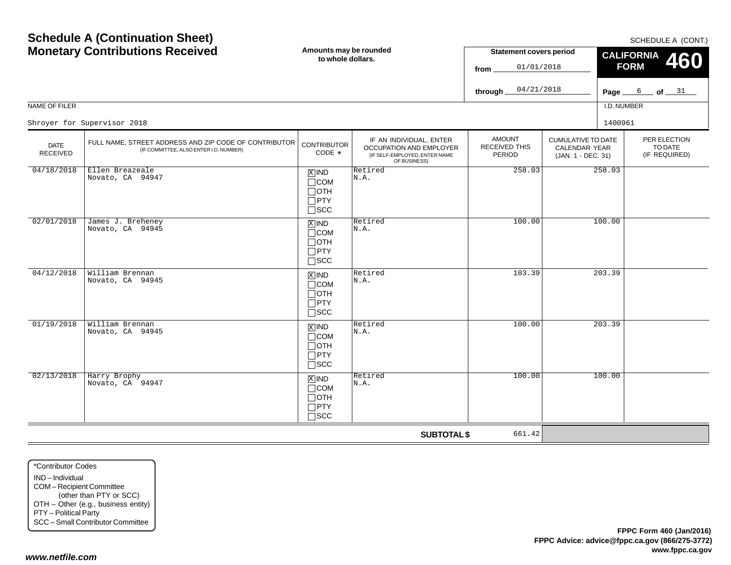# Schedule A (Continuation Sheet)
## Monetary Contributions Received

SCHEDULE A (CONT.)

**Amounts may be rounded to whole dollars.**

**Statement covers period**
from 01/01/2018
through 04/21/2018

**CALIFORNIA FORM 460**

Page 6 of 31

NAME OF FILER: Shroyer for Supervisor 2018

I.D. NUMBER: 1400961

| DATE RECEIVED | FULL NAME, STREET ADDRESS AND ZIP CODE OF CONTRIBUTOR (IF COMMITTEE, ALSO ENTER I.D. NUMBER) | CONTRIBUTOR CODE * | IF AN INDIVIDUAL, ENTER OCCUPATION AND EMPLOYER (IF SELF-EMPLOYED, ENTER NAME OF BUSINESS) | AMOUNT RECEIVED THIS PERIOD | CUMULATIVE TO DATE CALENDAR YEAR (JAN. 1 - DEC. 31) | PER ELECTION TO DATE (IF REQUIRED) |
|---|---|---|---|---|---|---|
| 04/18/2018 | Ellen Breazeale<br>Novato, CA 94947 | [X] IND<br>[ ] COM<br>[ ] OTH<br>[ ] PTY<br>[ ] SCC | Retired<br>N.A. | 258.03 | 258.03 | |
| 02/01/2018 | James J. Breheney<br>Novato, CA 94945 | [X] IND<br>[ ] COM<br>[ ] OTH<br>[ ] PTY<br>[ ] SCC | Retired<br>N.A. | 100.00 | 100.00 | |
| 04/12/2018 | William Brennan<br>Novato, CA 94945 | [X] IND<br>[ ] COM<br>[ ] OTH<br>[ ] PTY<br>[ ] SCC | Retired<br>N.A. | 103.39 | 203.39 | |
| 01/19/2018 | William Brennan<br>Novato, CA 94945 | [X] IND<br>[ ] COM<br>[ ] OTH<br>[ ] PTY<br>[ ] SCC | Retired<br>N.A. | 100.00 | 203.39 | |
| 02/13/2018 | Harry Brophy<br>Novato, CA 94947 | [X] IND<br>[ ] COM<br>[ ] OTH<br>[ ] PTY<br>[ ] SCC | Retired<br>N.A. | 100.00 | 100.00 | |
| | | | **SUBTOTAL $** | 661.42 | | |

*Contributor Codes
- IND – Individual
- COM – Recipient Committee (other than PTY or SCC)
- OTH – Other (e.g., business entity)
- PTY – Political Party
- SCC – Small Contributor Committee

**FPPC Form 460 (Jan/2016)**
**FPPC Advice: advice@fppc.ca.gov (866/275-3772)**
**www.fppc.ca.gov**

***www.netfile.com***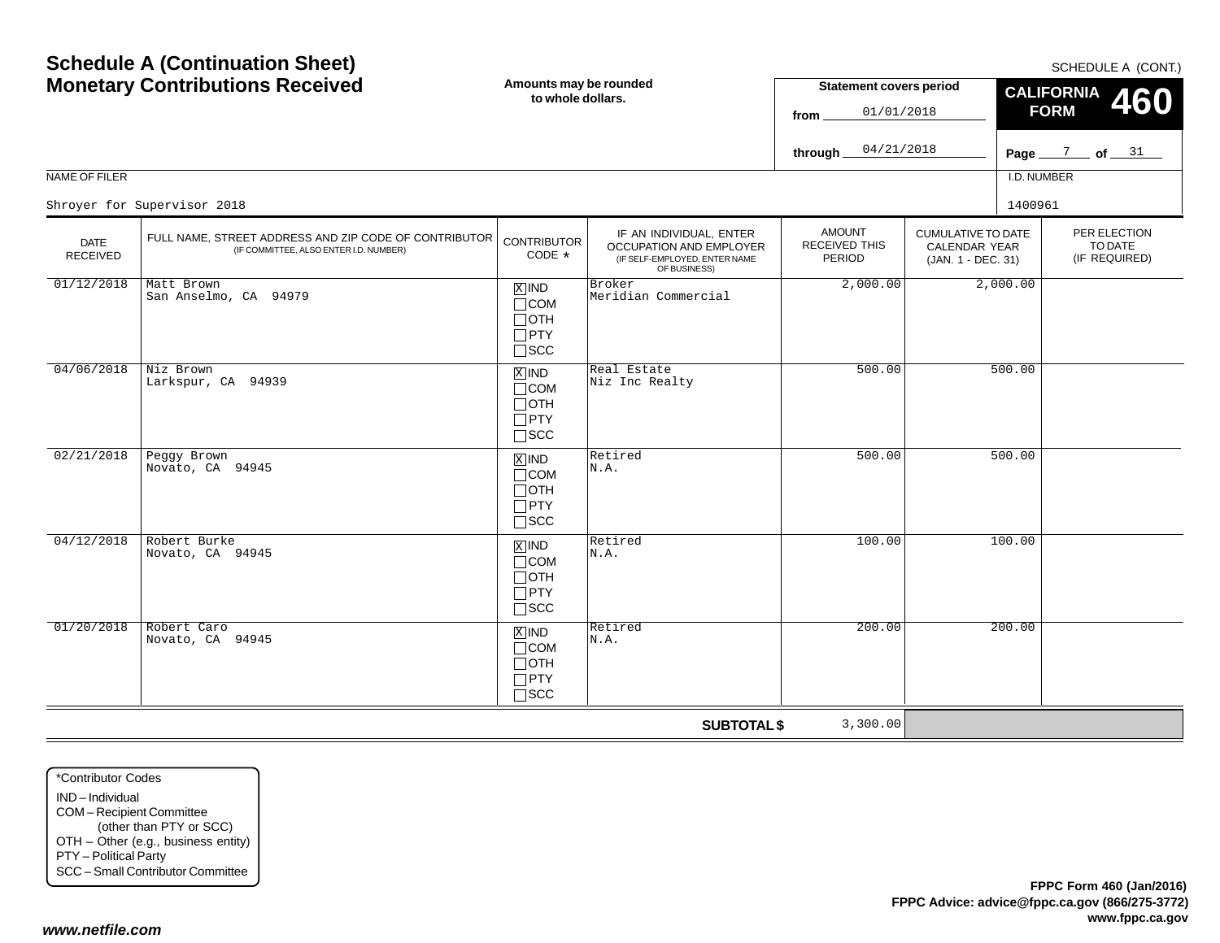# Schedule A (Continuation Sheet)
# Monetary Contributions Received

SCHEDULE A (CONT.)

**Amounts may be rounded to whole dollars.**

**Statement covers period**

from 01/01/2018

through 04/21/2018

**CALIFORNIA FORM 460**

NAME OF FILER: Shroyer for Supervisor 2018

I.D. NUMBER: 1400961

| DATE RECEIVED | FULL NAME, STREET ADDRESS AND ZIP CODE OF CONTRIBUTOR (IF COMMITTEE, ALSO ENTER I.D. NUMBER) | CONTRIBUTOR CODE * | IF AN INDIVIDUAL, ENTER OCCUPATION AND EMPLOYER (IF SELF-EMPLOYED, ENTER NAME OF BUSINESS) | AMOUNT RECEIVED THIS PERIOD | CUMULATIVE TO DATE CALENDAR YEAR (JAN. 1 - DEC. 31) | PER ELECTION TO DATE (IF REQUIRED) |
|---|---|---|---|---|---|---|
| 01/12/2018 | Matt Brown<br>San Anselmo, CA 94979 | [X] IND<br>[ ] COM<br>[ ] OTH<br>[ ] PTY<br>[ ] SCC | Broker<br>Meridian Commercial | 2,000.00 | 2,000.00 | |
| 04/06/2018 | Niz Brown<br>Larkspur, CA 94939 | [X] IND<br>[ ] COM<br>[ ] OTH<br>[ ] PTY<br>[ ] SCC | Real Estate<br>Niz Inc Realty | 500.00 | 500.00 | |
| 02/21/2018 | Peggy Brown<br>Novato, CA 94945 | [X] IND<br>[ ] COM<br>[ ] OTH<br>[ ] PTY<br>[ ] SCC | Retired<br>N.A. | 500.00 | 500.00 | |
| 04/12/2018 | Robert Burke<br>Novato, CA 94945 | [X] IND<br>[ ] COM<br>[ ] OTH<br>[ ] PTY<br>[ ] SCC | Retired<br>N.A. | 100.00 | 100.00 | |
| 01/20/2018 | Robert Caro<br>Novato, CA 94945 | [X] IND<br>[ ] COM<br>[ ] OTH<br>[ ] PTY<br>[ ] SCC | Retired<br>N.A. | 200.00 | 200.00 | |
| | | | **SUBTOTAL $** | 3,300.00 | | |

*Contributor Codes
- IND – Individual
- COM – Recipient Committee (other than PTY or SCC)
- OTH – Other (e.g., business entity)
- PTY – Political Party
- SCC – Small Contributor Committee

**FPPC Form 460 (Jan/2016)**
**FPPC Advice: advice@fppc.ca.gov (866/275-3772)**
**www.fppc.ca.gov**

***www.netfile.com***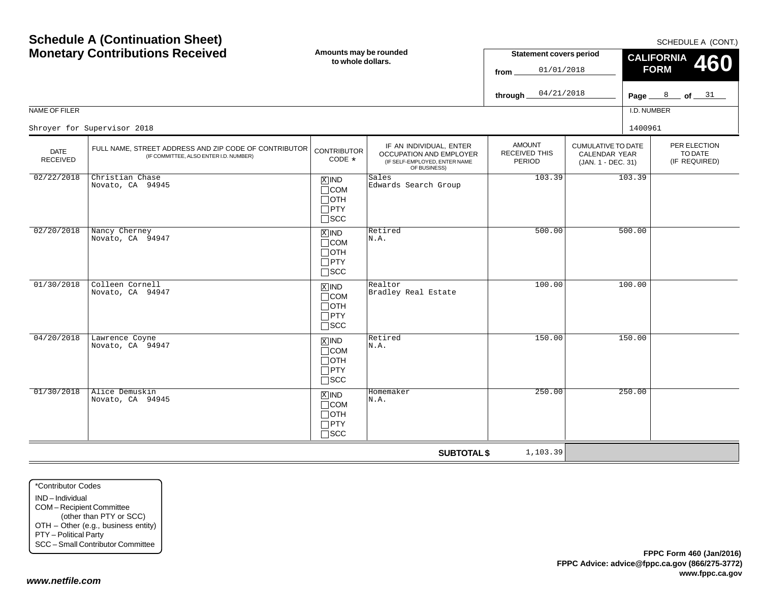# Schedule A (Continuation Sheet)
# Monetary Contributions Received

**Amounts may be rounded to whole dollars.**

SCHEDULE A (CONT.)

**Statement covers period**

from 01/01/2018

through 04/21/2018

**CALIFORNIA FORM 460**

NAME OF FILER: Shroyer for Supervisor 2018

I.D. NUMBER: 1400961

| DATE RECEIVED | FULL NAME, STREET ADDRESS AND ZIP CODE OF CONTRIBUTOR (IF COMMITTEE, ALSO ENTER I.D. NUMBER) | CONTRIBUTOR CODE * | IF AN INDIVIDUAL, ENTER OCCUPATION AND EMPLOYER (IF SELF-EMPLOYED, ENTER NAME OF BUSINESS) | AMOUNT RECEIVED THIS PERIOD | CUMULATIVE TO DATE CALENDAR YEAR (JAN. 1 - DEC. 31) | PER ELECTION TO DATE (IF REQUIRED) |
|---|---|---|---|---|---|---|
| 02/22/2018 | Christian Chase<br>Novato, CA 94945 | [X] IND<br>[ ] COM<br>[ ] OTH<br>[ ] PTY<br>[ ] SCC | Sales<br>Edwards Search Group | 103.39 | 103.39 | |
| 02/20/2018 | Nancy Cherney<br>Novato, CA 94947 | [X] IND<br>[ ] COM<br>[ ] OTH<br>[ ] PTY<br>[ ] SCC | Retired<br>N.A. | 500.00 | 500.00 | |
| 01/30/2018 | Colleen Cornell<br>Novato, CA 94947 | [X] IND<br>[ ] COM<br>[ ] OTH<br>[ ] PTY<br>[ ] SCC | Realtor<br>Bradley Real Estate | 100.00 | 100.00 | |
| 04/20/2018 | Lawrence Coyne<br>Novato, CA 94947 | [X] IND<br>[ ] COM<br>[ ] OTH<br>[ ] PTY<br>[ ] SCC | Retired<br>N.A. | 150.00 | 150.00 | |
| 01/30/2018 | Alice Demuskin<br>Novato, CA 94945 | [X] IND<br>[ ] COM<br>[ ] OTH<br>[ ] PTY<br>[ ] SCC | Homemaker<br>N.A. | 250.00 | 250.00 | |
| | | | **SUBTOTAL $** | 1,103.39 | | |

*Contributor Codes
- IND – Individual
- COM – Recipient Committee (other than PTY or SCC)
- OTH – Other (e.g., business entity)
- PTY – Political Party
- SCC – Small Contributor Committee

**FPPC Form 460 (Jan/2016)**
**FPPC Advice: advice@fppc.ca.gov (866/275-3772)**
**www.fppc.ca.gov**

***www.netfile.com***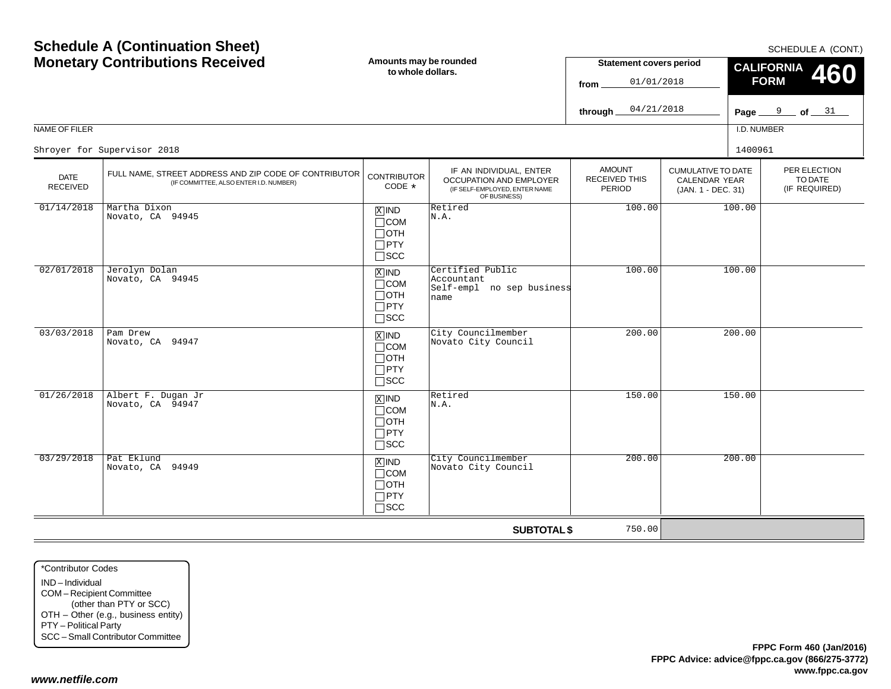# Schedule A (Continuation Sheet)
## Monetary Contributions Received

SCHEDULE A (CONT.)

**Amounts may be rounded to whole dollars.**

**Statement covers period**
from 01/01/2018
through 04/21/2018

**CALIFORNIA FORM 460**

Page 9 of 31

NAME OF FILER: Shroyer for Supervisor 2018

I.D. NUMBER: 1400961

| DATE RECEIVED | FULL NAME, STREET ADDRESS AND ZIP CODE OF CONTRIBUTOR (IF COMMITTEE, ALSO ENTER I.D. NUMBER) | CONTRIBUTOR CODE * | IF AN INDIVIDUAL, ENTER OCCUPATION AND EMPLOYER (IF SELF-EMPLOYED, ENTER NAME OF BUSINESS) | AMOUNT RECEIVED THIS PERIOD | CUMULATIVE TO DATE CALENDAR YEAR (JAN. 1 - DEC. 31) | PER ELECTION TO DATE (IF REQUIRED) |
|---|---|---|---|---|---|---|
| 01/14/2018 | Martha Dixon<br>Novato, CA 94945 | [X] IND<br>[ ] COM<br>[ ] OTH<br>[ ] PTY<br>[ ] SCC | Retired<br>N.A. | 100.00 | 100.00 | |
| 02/01/2018 | Jerolyn Dolan<br>Novato, CA 94945 | [X] IND<br>[ ] COM<br>[ ] OTH<br>[ ] PTY<br>[ ] SCC | Certified Public Accountant<br>Self-empl no sep business name | 100.00 | 100.00 | |
| 03/03/2018 | Pam Drew<br>Novato, CA 94947 | [X] IND<br>[ ] COM<br>[ ] OTH<br>[ ] PTY<br>[ ] SCC | City Councilmember<br>Novato City Council | 200.00 | 200.00 | |
| 01/26/2018 | Albert F. Dugan Jr<br>Novato, CA 94947 | [X] IND<br>[ ] COM<br>[ ] OTH<br>[ ] PTY<br>[ ] SCC | Retired<br>N.A. | 150.00 | 150.00 | |
| 03/29/2018 | Pat Eklund<br>Novato, CA 94949 | [X] IND<br>[ ] COM<br>[ ] OTH<br>[ ] PTY<br>[ ] SCC | City Councilmember<br>Novato City Council | 200.00 | 200.00 | |
| | | | **SUBTOTAL $** | 750.00 | | |

*Contributor Codes
- IND – Individual
- COM – Recipient Committee (other than PTY or SCC)
- OTH – Other (e.g., business entity)
- PTY – Political Party
- SCC – Small Contributor Committee

**FPPC Form 460 (Jan/2016)**
**FPPC Advice: advice@fppc.ca.gov (866/275-3772)**
**www.fppc.ca.gov**

***www.netfile.com***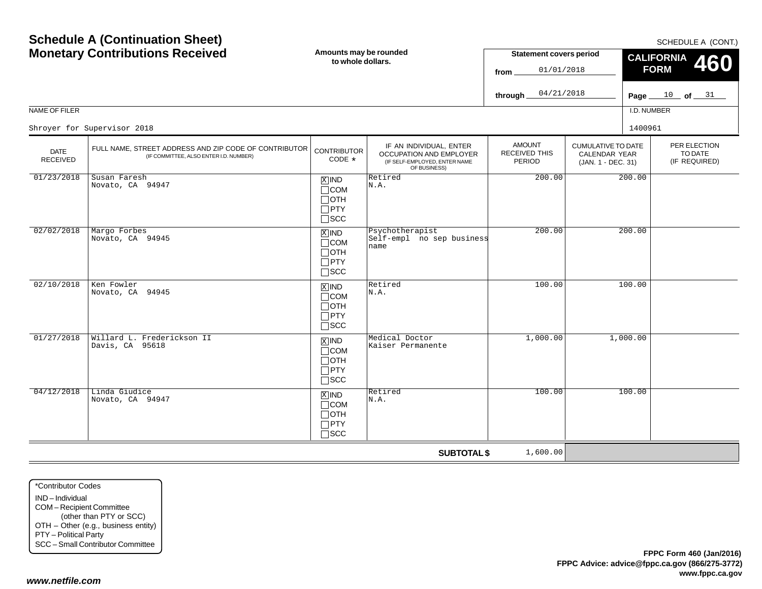# Schedule A (Continuation Sheet)
# Monetary Contributions Received

**Amounts may be rounded to whole dollars.**

SCHEDULE A (CONT.)

**Statement covers period**

from 01/01/2018

through 04/21/2018

**CALIFORNIA FORM 460**

NAME OF FILER: Shroyer for Supervisor 2018

I.D. NUMBER: 1400961

| DATE RECEIVED | FULL NAME, STREET ADDRESS AND ZIP CODE OF CONTRIBUTOR (IF COMMITTEE, ALSO ENTER I.D. NUMBER) | CONTRIBUTOR CODE * | IF AN INDIVIDUAL, ENTER OCCUPATION AND EMPLOYER (IF SELF-EMPLOYED, ENTER NAME OF BUSINESS) | AMOUNT RECEIVED THIS PERIOD | CUMULATIVE TO DATE CALENDAR YEAR (JAN. 1 - DEC. 31) | PER ELECTION TO DATE (IF REQUIRED) |
|---|---|---|---|---|---|---|
| 01/23/2018 | Susan Faresh<br>Novato, CA 94947 | [X] IND<br>[ ] COM<br>[ ] OTH<br>[ ] PTY<br>[ ] SCC | Retired<br>N.A. | 200.00 | 200.00 | |
| 02/02/2018 | Margo Forbes<br>Novato, CA 94945 | [X] IND<br>[ ] COM<br>[ ] OTH<br>[ ] PTY<br>[ ] SCC | Psychotherapist<br>Self-empl no sep business name | 200.00 | 200.00 | |
| 02/10/2018 | Ken Fowler<br>Novato, CA 94945 | [X] IND<br>[ ] COM<br>[ ] OTH<br>[ ] PTY<br>[ ] SCC | Retired<br>N.A. | 100.00 | 100.00 | |
| 01/27/2018 | Willard L. Frederickson II<br>Davis, CA 95618 | [X] IND<br>[ ] COM<br>[ ] OTH<br>[ ] PTY<br>[ ] SCC | Medical Doctor<br>Kaiser Permanente | 1,000.00 | 1,000.00 | |
| 04/12/2018 | Linda Giudice<br>Novato, CA 94947 | [X] IND<br>[ ] COM<br>[ ] OTH<br>[ ] PTY<br>[ ] SCC | Retired<br>N.A. | 100.00 | 100.00 | |
| | | | **SUBTOTAL $** | 1,600.00 | | |

*Contributor Codes
- IND – Individual
- COM – Recipient Committee (other than PTY or SCC)
- OTH – Other (e.g., business entity)
- PTY – Political Party
- SCC – Small Contributor Committee

**FPPC Form 460 (Jan/2016)**
**FPPC Advice: advice@fppc.ca.gov (866/275-3772)**
**www.fppc.ca.gov**

*www.netfile.com*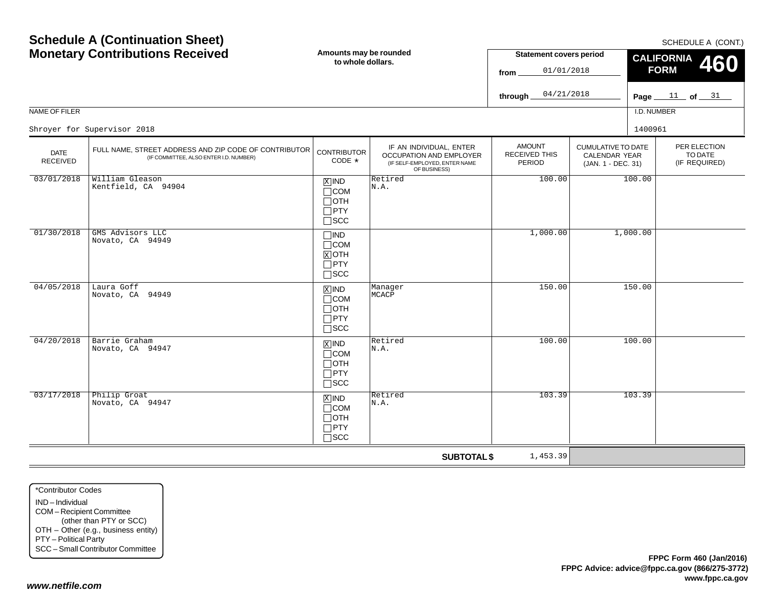# Schedule A (Continuation Sheet)
## Monetary Contributions Received

SCHEDULE A (CONT.)

**Amounts may be rounded to whole dollars.**

**Statement covers period**
from 01/01/2018
through 04/21/2018

**CALIFORNIA FORM 460**

Page 11 of 31

NAME OF FILER: Shroyer for Supervisor 2018

I.D. NUMBER: 1400961

| DATE RECEIVED | FULL NAME, STREET ADDRESS AND ZIP CODE OF CONTRIBUTOR (IF COMMITTEE, ALSO ENTER I.D. NUMBER) | CONTRIBUTOR CODE * | IF AN INDIVIDUAL, ENTER OCCUPATION AND EMPLOYER (IF SELF-EMPLOYED, ENTER NAME OF BUSINESS) | AMOUNT RECEIVED THIS PERIOD | CUMULATIVE TO DATE CALENDAR YEAR (JAN. 1 - DEC. 31) | PER ELECTION TO DATE (IF REQUIRED) |
|---|---|---|---|---|---|---|
| 03/01/2018 | William Gleason<br>Kentfield, CA 94904 | [X] IND<br>[ ] COM<br>[ ] OTH<br>[ ] PTY<br>[ ] SCC | Retired<br>N.A. | 100.00 | 100.00 | |
| 01/30/2018 | GMS Advisors LLC<br>Novato, CA 94949 | [ ] IND<br>[ ] COM<br>[X] OTH<br>[ ] PTY<br>[ ] SCC | | 1,000.00 | 1,000.00 | |
| 04/05/2018 | Laura Goff<br>Novato, CA 94949 | [X] IND<br>[ ] COM<br>[ ] OTH<br>[ ] PTY<br>[ ] SCC | Manager<br>MCACP | 150.00 | 150.00 | |
| 04/20/2018 | Barrie Graham<br>Novato, CA 94947 | [X] IND<br>[ ] COM<br>[ ] OTH<br>[ ] PTY<br>[ ] SCC | Retired<br>N.A. | 100.00 | 100.00 | |
| 03/17/2018 | Philip Groat<br>Novato, CA 94947 | [X] IND<br>[ ] COM<br>[ ] OTH<br>[ ] PTY<br>[ ] SCC | Retired<br>N.A. | 103.39 | 103.39 | |
| | | | **SUBTOTAL $** | 1,453.39 | | |

*Contributor Codes
- IND – Individual
- COM – Recipient Committee (other than PTY or SCC)
- OTH – Other (e.g., business entity)
- PTY – Political Party
- SCC – Small Contributor Committee

**FPPC Form 460 (Jan/2016)**
**FPPC Advice: advice@fppc.ca.gov (866/275-3772)**
**www.fppc.ca.gov**

***www.netfile.com***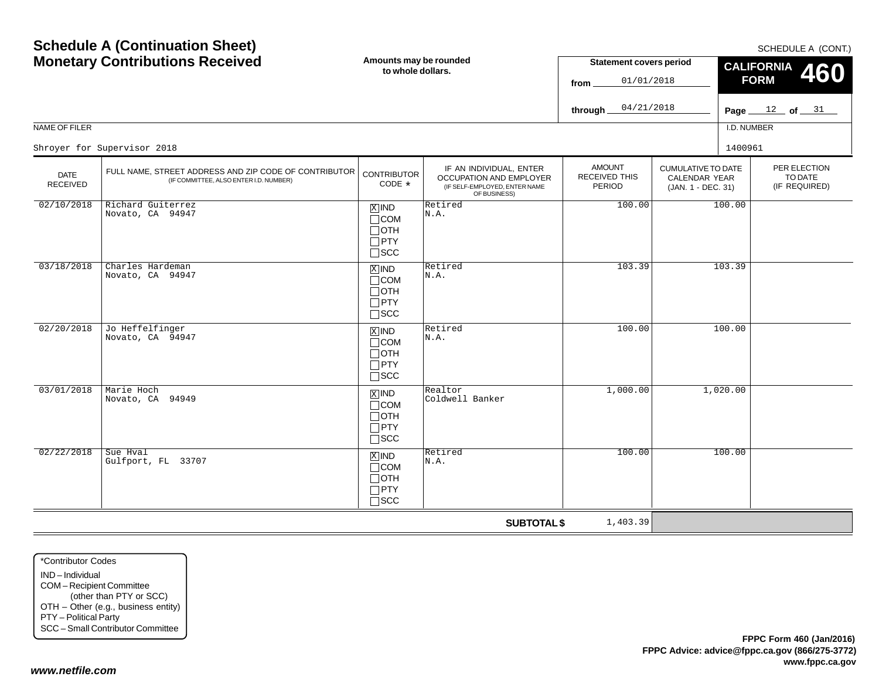# Schedule A (Continuation Sheet)
## Monetary Contributions Received

SCHEDULE A (CONT.)

**Amounts may be rounded to whole dollars.**

**Statement covers period**
from 01/01/2018
through 04/21/2018

**CALIFORNIA FORM 460**

Page 12 of 31

NAME OF FILER: Shroyer for Supervisor 2018

I.D. NUMBER: 1400961

| DATE RECEIVED | FULL NAME, STREET ADDRESS AND ZIP CODE OF CONTRIBUTOR (IF COMMITTEE, ALSO ENTER I.D. NUMBER) | CONTRIBUTOR CODE * | IF AN INDIVIDUAL, ENTER OCCUPATION AND EMPLOYER (IF SELF-EMPLOYED, ENTER NAME OF BUSINESS) | AMOUNT RECEIVED THIS PERIOD | CUMULATIVE TO DATE CALENDAR YEAR (JAN. 1 - DEC. 31) | PER ELECTION TO DATE (IF REQUIRED) |
|---|---|---|---|---|---|---|
| 02/10/2018 | Richard Guiterrez<br>Novato, CA 94947 | [X] IND [ ] COM [ ] OTH [ ] PTY [ ] SCC | Retired<br>N.A. | 100.00 | 100.00 | |
| 03/18/2018 | Charles Hardeman<br>Novato, CA 94947 | [X] IND [ ] COM [ ] OTH [ ] PTY [ ] SCC | Retired<br>N.A. | 103.39 | 103.39 | |
| 02/20/2018 | Jo Heffelfinger<br>Novato, CA 94947 | [X] IND [ ] COM [ ] OTH [ ] PTY [ ] SCC | Retired<br>N.A. | 100.00 | 100.00 | |
| 03/01/2018 | Marie Hoch<br>Novato, CA 94949 | [X] IND [ ] COM [ ] OTH [ ] PTY [ ] SCC | Realtor<br>Coldwell Banker | 1,000.00 | 1,020.00 | |
| 02/22/2018 | Sue Hval<br>Gulfport, FL 33707 | [X] IND [ ] COM [ ] OTH [ ] PTY [ ] SCC | Retired<br>N.A. | 100.00 | 100.00 | |
| | | | **SUBTOTAL $** | 1,403.39 | | |

*Contributor Codes
IND – Individual
COM – Recipient Committee (other than PTY or SCC)
OTH – Other (e.g., business entity)
PTY – Political Party
SCC – Small Contributor Committee

**FPPC Form 460 (Jan/2016)**
**FPPC Advice: advice@fppc.ca.gov (866/275-3772)**
**www.fppc.ca.gov**

*www.netfile.com*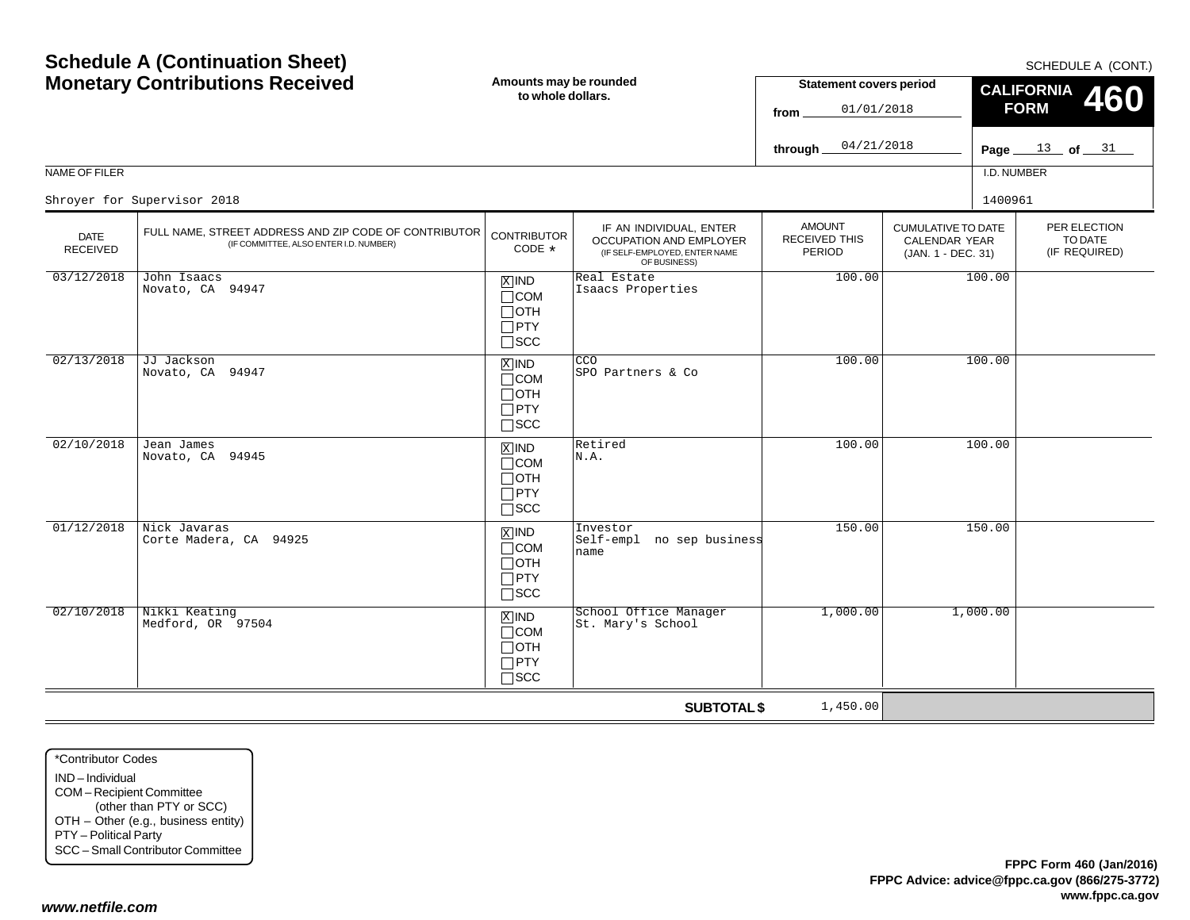# Schedule A (Continuation Sheet)
# Monetary Contributions Received

SCHEDULE A (CONT.)

**Amounts may be rounded to whole dollars.**

**Statement covers period**

from 01/01/2018

through 04/21/2018

**CALIFORNIA FORM 460**

NAME OF FILER: Shroyer for Supervisor 2018

I.D. NUMBER: 1400961

| DATE RECEIVED | FULL NAME, STREET ADDRESS AND ZIP CODE OF CONTRIBUTOR (IF COMMITTEE, ALSO ENTER I.D. NUMBER) | CONTRIBUTOR CODE * | IF AN INDIVIDUAL, ENTER OCCUPATION AND EMPLOYER (IF SELF-EMPLOYED, ENTER NAME OF BUSINESS) | AMOUNT RECEIVED THIS PERIOD | CUMULATIVE TO DATE CALENDAR YEAR (JAN. 1 - DEC. 31) | PER ELECTION TO DATE (IF REQUIRED) |
|---|---|---|---|---|---|---|
| 03/12/2018 | John Isaacs<br>Novato, CA 94947 | [X] IND<br>[ ] COM<br>[ ] OTH<br>[ ] PTY<br>[ ] SCC | Real Estate<br>Isaacs Properties | 100.00 | 100.00 | |
| 02/13/2018 | JJ Jackson<br>Novato, CA 94947 | [X] IND<br>[ ] COM<br>[ ] OTH<br>[ ] PTY<br>[ ] SCC | CCO<br>SPO Partners & Co | 100.00 | 100.00 | |
| 02/10/2018 | Jean James<br>Novato, CA 94945 | [X] IND<br>[ ] COM<br>[ ] OTH<br>[ ] PTY<br>[ ] SCC | Retired<br>N.A. | 100.00 | 100.00 | |
| 01/12/2018 | Nick Javaras<br>Corte Madera, CA 94925 | [X] IND<br>[ ] COM<br>[ ] OTH<br>[ ] PTY<br>[ ] SCC | Investor<br>Self-empl no sep business name | 150.00 | 150.00 | |
| 02/10/2018 | Nikki Keating<br>Medford, OR 97504 | [X] IND<br>[ ] COM<br>[ ] OTH<br>[ ] PTY<br>[ ] SCC | School Office Manager<br>St. Mary's School | 1,000.00 | 1,000.00 | |
| | | | **SUBTOTAL $** | 1,450.00 | | |

*Contributor Codes
- IND – Individual
- COM – Recipient Committee (other than PTY or SCC)
- OTH – Other (e.g., business entity)
- PTY – Political Party
- SCC – Small Contributor Committee

**FPPC Form 460 (Jan/2016)**
**FPPC Advice: advice@fppc.ca.gov (866/275-3772)**
**www.fppc.ca.gov**

***www.netfile.com***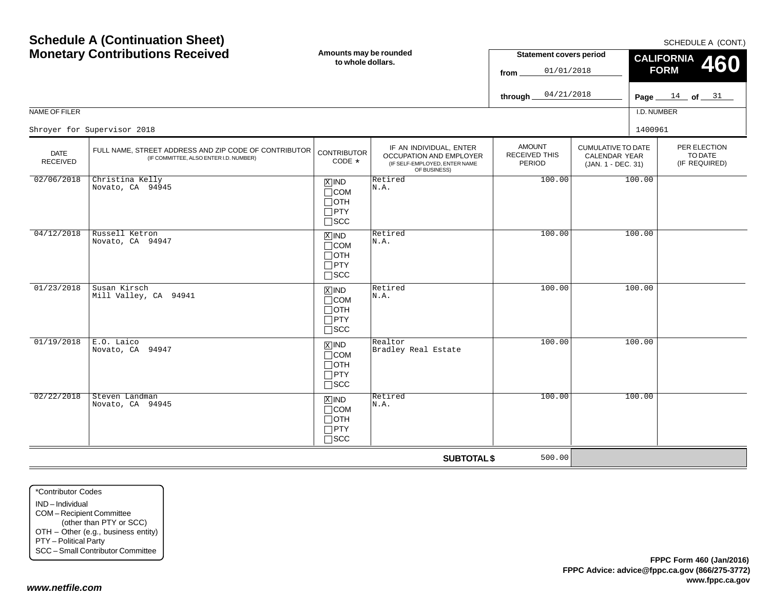# Schedule A (Continuation Sheet)
# Monetary Contributions Received

SCHEDULE A (CONT.)

**Amounts may be rounded to whole dollars.**

**Statement covers period**
from 01/01/2018
through 04/21/2018

**CALIFORNIA FORM 460**

Page 14 of 31

NAME OF FILER: Shroyer for Supervisor 2018

I.D. NUMBER: 1400961

| DATE RECEIVED | FULL NAME, STREET ADDRESS AND ZIP CODE OF CONTRIBUTOR (IF COMMITTEE, ALSO ENTER I.D. NUMBER) | CONTRIBUTOR CODE * | IF AN INDIVIDUAL, ENTER OCCUPATION AND EMPLOYER (IF SELF-EMPLOYED, ENTER NAME OF BUSINESS) | AMOUNT RECEIVED THIS PERIOD | CUMULATIVE TO DATE CALENDAR YEAR (JAN. 1 - DEC. 31) | PER ELECTION TO DATE (IF REQUIRED) |
|---|---|---|---|---|---|---|
| 02/06/2018 | Christina Kelly<br>Novato, CA 94945 | [X] IND<br>[ ] COM<br>[ ] OTH<br>[ ] PTY<br>[ ] SCC | Retired<br>N.A. | 100.00 | 100.00 | |
| 04/12/2018 | Russell Ketron<br>Novato, CA 94947 | [X] IND<br>[ ] COM<br>[ ] OTH<br>[ ] PTY<br>[ ] SCC | Retired<br>N.A. | 100.00 | 100.00 | |
| 01/23/2018 | Susan Kirsch<br>Mill Valley, CA 94941 | [X] IND<br>[ ] COM<br>[ ] OTH<br>[ ] PTY<br>[ ] SCC | Retired<br>N.A. | 100.00 | 100.00 | |
| 01/19/2018 | E.O. Laico<br>Novato, CA 94947 | [X] IND<br>[ ] COM<br>[ ] OTH<br>[ ] PTY<br>[ ] SCC | Realtor<br>Bradley Real Estate | 100.00 | 100.00 | |
| 02/22/2018 | Steven Landman<br>Novato, CA 94945 | [X] IND<br>[ ] COM<br>[ ] OTH<br>[ ] PTY<br>[ ] SCC | Retired<br>N.A. | 100.00 | 100.00 | |
| | | | **SUBTOTAL $** | 500.00 | | |

*Contributor Codes
- IND – Individual
- COM – Recipient Committee (other than PTY or SCC)
- OTH – Other (e.g., business entity)
- PTY – Political Party
- SCC – Small Contributor Committee

**FPPC Form 460 (Jan/2016)**
**FPPC Advice: advice@fppc.ca.gov (866/275-3772)**
**www.fppc.ca.gov**

***www.netfile.com***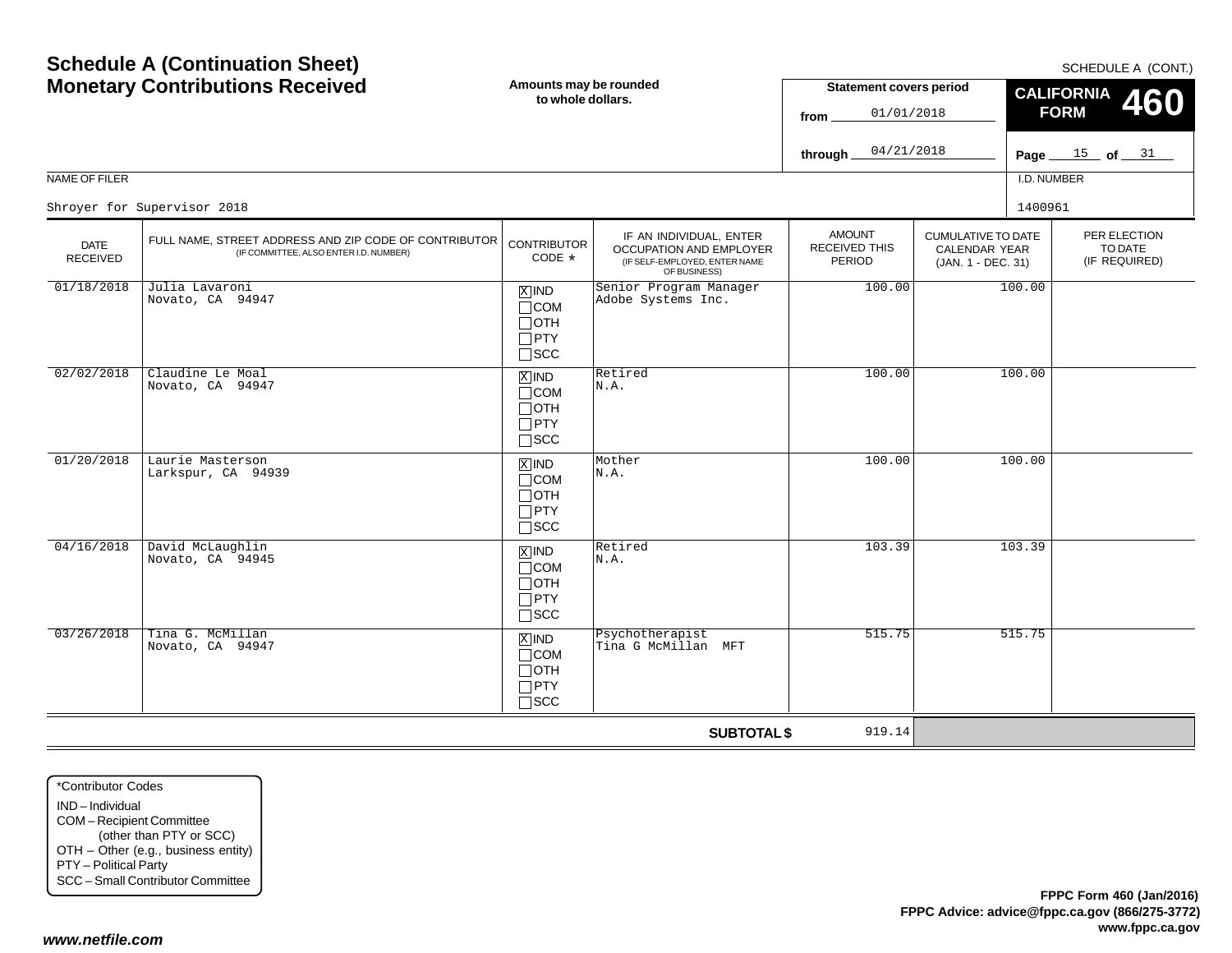# Schedule A (Continuation Sheet)
# Monetary Contributions Received

SCHEDULE A (CONT.)

**Amounts may be rounded to whole dollars.**

**Statement covers period**
from 01/01/2018
through 04/21/2018

**CALIFORNIA FORM 460**

Page 15 of 31

NAME OF FILER: Shroyer for Supervisor 2018

I.D. NUMBER: 1400961

| DATE RECEIVED | FULL NAME, STREET ADDRESS AND ZIP CODE OF CONTRIBUTOR (IF COMMITTEE, ALSO ENTER I.D. NUMBER) | CONTRIBUTOR CODE * | IF AN INDIVIDUAL, ENTER OCCUPATION AND EMPLOYER (IF SELF-EMPLOYED, ENTER NAME OF BUSINESS) | AMOUNT RECEIVED THIS PERIOD | CUMULATIVE TO DATE CALENDAR YEAR (JAN. 1 - DEC. 31) | PER ELECTION TO DATE (IF REQUIRED) |
|---|---|---|---|---|---|---|
| 01/18/2018 | Julia Lavaroni<br>Novato, CA 94947 | [X] IND<br>[ ] COM<br>[ ] OTH<br>[ ] PTY<br>[ ] SCC | Senior Program Manager<br>Adobe Systems Inc. | 100.00 | 100.00 | |
| 02/02/2018 | Claudine Le Moal<br>Novato, CA 94947 | [X] IND<br>[ ] COM<br>[ ] OTH<br>[ ] PTY<br>[ ] SCC | Retired<br>N.A. | 100.00 | 100.00 | |
| 01/20/2018 | Laurie Masterson<br>Larkspur, CA 94939 | [X] IND<br>[ ] COM<br>[ ] OTH<br>[ ] PTY<br>[ ] SCC | Mother<br>N.A. | 100.00 | 100.00 | |
| 04/16/2018 | David McLaughlin<br>Novato, CA 94945 | [X] IND<br>[ ] COM<br>[ ] OTH<br>[ ] PTY<br>[ ] SCC | Retired<br>N.A. | 103.39 | 103.39 | |
| 03/26/2018 | Tina G. McMillan<br>Novato, CA 94947 | [X] IND<br>[ ] COM<br>[ ] OTH<br>[ ] PTY<br>[ ] SCC | Psychotherapist<br>Tina G McMillan MFT | 515.75 | 515.75 | |
| | | | **SUBTOTAL $** | 919.14 | | |

*Contributor Codes
- IND – Individual
- COM – Recipient Committee (other than PTY or SCC)
- OTH – Other (e.g., business entity)
- PTY – Political Party
- SCC – Small Contributor Committee

**FPPC Form 460 (Jan/2016)**
**FPPC Advice: advice@fppc.ca.gov (866/275-3772)**
**www.fppc.ca.gov**

*www.netfile.com*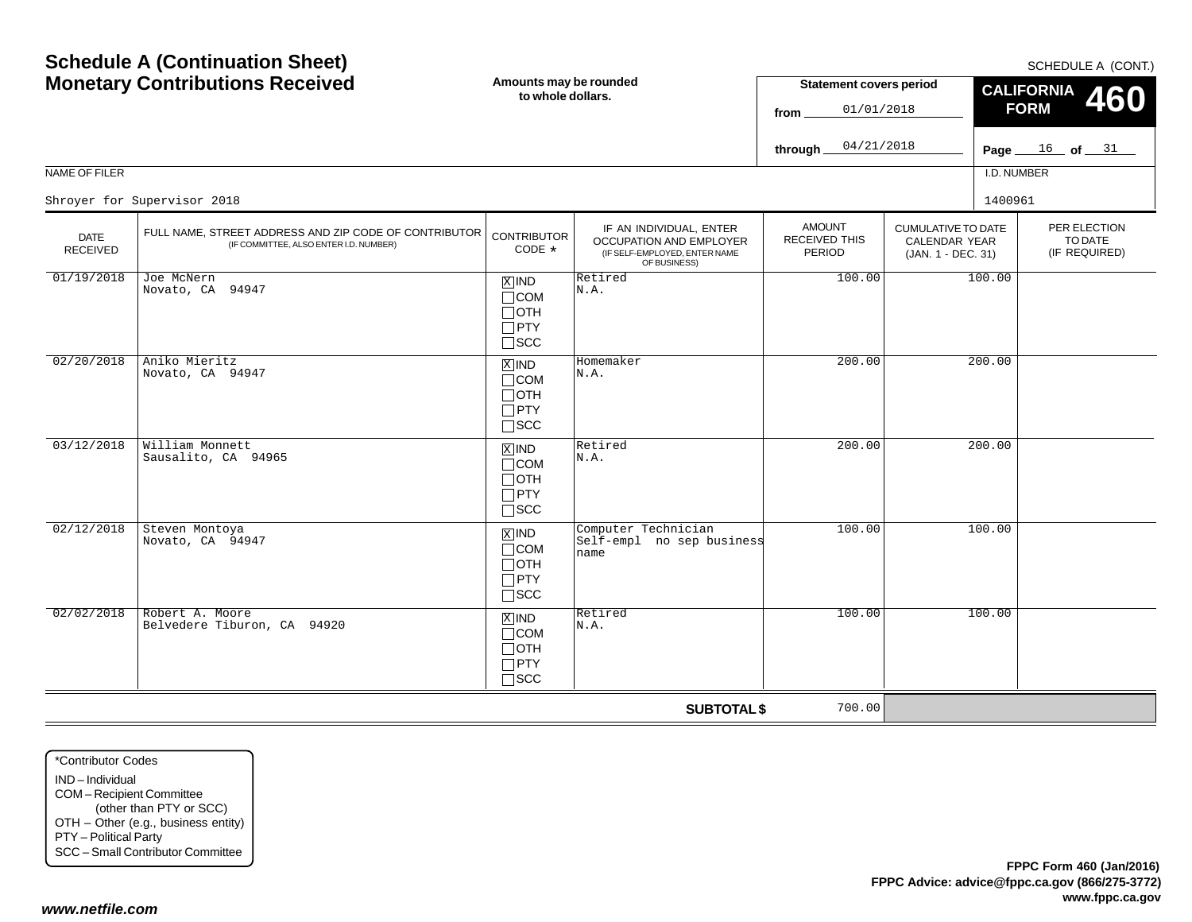# Schedule A (Continuation Sheet)
## Monetary Contributions Received

SCHEDULE A (CONT.)

**Amounts may be rounded to whole dollars.**

**Statement covers period**
from 01/01/2018
through 04/21/2018

**CALIFORNIA FORM 460**

Page 16 of 31

NAME OF FILER: Shroyer for Supervisor 2018

I.D. NUMBER: 1400961

| DATE RECEIVED | FULL NAME, STREET ADDRESS AND ZIP CODE OF CONTRIBUTOR (IF COMMITTEE, ALSO ENTER I.D. NUMBER) | CONTRIBUTOR CODE * | IF AN INDIVIDUAL, ENTER OCCUPATION AND EMPLOYER (IF SELF-EMPLOYED, ENTER NAME OF BUSINESS) | AMOUNT RECEIVED THIS PERIOD | CUMULATIVE TO DATE CALENDAR YEAR (JAN. 1 - DEC. 31) | PER ELECTION TO DATE (IF REQUIRED) |
|---|---|---|---|---|---|---|
| 01/19/2018 | Joe McNern<br>Novato, CA 94947 | [X] IND [ ] COM [ ] OTH [ ] PTY [ ] SCC | Retired<br>N.A. | 100.00 | 100.00 | |
| 02/20/2018 | Aniko Mieritz<br>Novato, CA 94947 | [X] IND [ ] COM [ ] OTH [ ] PTY [ ] SCC | Homemaker<br>N.A. | 200.00 | 200.00 | |
| 03/12/2018 | William Monnett<br>Sausalito, CA 94965 | [X] IND [ ] COM [ ] OTH [ ] PTY [ ] SCC | Retired<br>N.A. | 200.00 | 200.00 | |
| 02/12/2018 | Steven Montoya<br>Novato, CA 94947 | [X] IND [ ] COM [ ] OTH [ ] PTY [ ] SCC | Computer Technician<br>Self-empl no sep business name | 100.00 | 100.00 | |
| 02/02/2018 | Robert A. Moore<br>Belvedere Tiburon, CA 94920 | [X] IND [ ] COM [ ] OTH [ ] PTY [ ] SCC | Retired<br>N.A. | 100.00 | 100.00 | |
| | | | **SUBTOTAL $** | 700.00 | | |

*Contributor Codes
- IND – Individual
- COM – Recipient Committee (other than PTY or SCC)
- OTH – Other (e.g., business entity)
- PTY – Political Party
- SCC – Small Contributor Committee

**FPPC Form 460 (Jan/2016)**
**FPPC Advice: advice@fppc.ca.gov (866/275-3772)**
**www.fppc.ca.gov**

***www.netfile.com***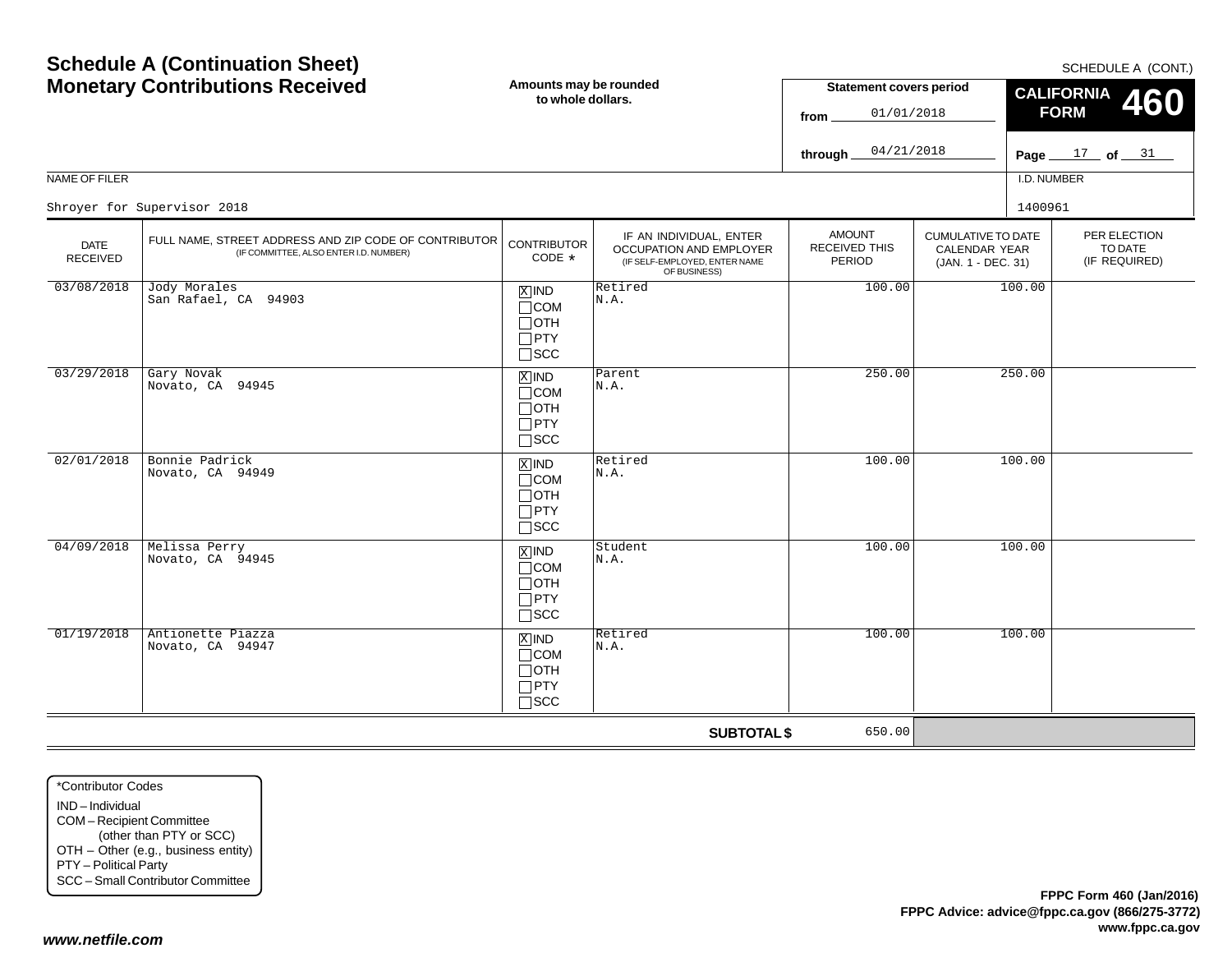# Schedule A (Continuation Sheet)
# Monetary Contributions Received

SCHEDULE A (CONT.)

**Amounts may be rounded to whole dollars.**

**Statement covers period**

from 01/01/2018

through 04/21/2018

**CALIFORNIA FORM 460**

NAME OF FILER: Shroyer for Supervisor 2018

I.D. NUMBER: 1400961

| DATE RECEIVED | FULL NAME, STREET ADDRESS AND ZIP CODE OF CONTRIBUTOR (IF COMMITTEE, ALSO ENTER I.D. NUMBER) | CONTRIBUTOR CODE * | IF AN INDIVIDUAL, ENTER OCCUPATION AND EMPLOYER (IF SELF-EMPLOYED, ENTER NAME OF BUSINESS) | AMOUNT RECEIVED THIS PERIOD | CUMULATIVE TO DATE CALENDAR YEAR (JAN. 1 - DEC. 31) | PER ELECTION TO DATE (IF REQUIRED) |
|---|---|---|---|---|---|---|
| 03/08/2018 | Jody Morales<br>San Rafael, CA 94903 | [X] IND<br>[ ] COM<br>[ ] OTH<br>[ ] PTY<br>[ ] SCC | Retired<br>N.A. | 100.00 | 100.00 | |
| 03/29/2018 | Gary Novak<br>Novato, CA 94945 | [X] IND<br>[ ] COM<br>[ ] OTH<br>[ ] PTY<br>[ ] SCC | Parent<br>N.A. | 250.00 | 250.00 | |
| 02/01/2018 | Bonnie Padrick<br>Novato, CA 94949 | [X] IND<br>[ ] COM<br>[ ] OTH<br>[ ] PTY<br>[ ] SCC | Retired<br>N.A. | 100.00 | 100.00 | |
| 04/09/2018 | Melissa Perry<br>Novato, CA 94945 | [X] IND<br>[ ] COM<br>[ ] OTH<br>[ ] PTY<br>[ ] SCC | Student<br>N.A. | 100.00 | 100.00 | |
| 01/19/2018 | Antionette Piazza<br>Novato, CA 94947 | [X] IND<br>[ ] COM<br>[ ] OTH<br>[ ] PTY<br>[ ] SCC | Retired<br>N.A. | 100.00 | 100.00 | |
| | | | **SUBTOTAL $** | 650.00 | | |

*Contributor Codes
- IND – Individual
- COM – Recipient Committee (other than PTY or SCC)
- OTH – Other (e.g., business entity)
- PTY – Political Party
- SCC – Small Contributor Committee

**FPPC Form 460 (Jan/2016)**
**FPPC Advice: advice@fppc.ca.gov (866/275-3772)**
**www.fppc.ca.gov**

***www.netfile.com***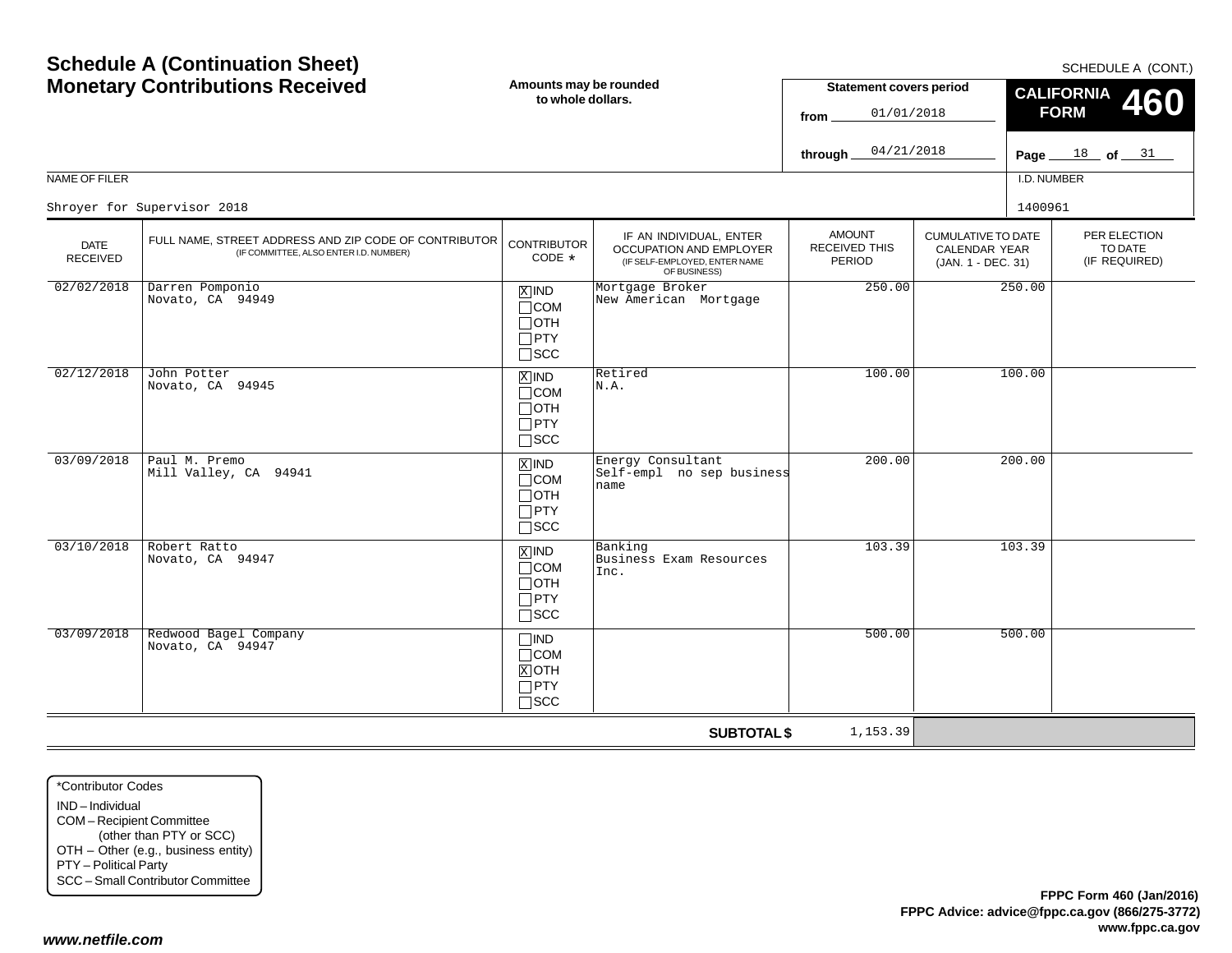# Schedule A (Continuation Sheet)
# Monetary Contributions Received

SCHEDULE A (CONT.)

**Amounts may be rounded to whole dollars.**

**Statement covers period**
from 01/01/2018
through 04/21/2018

**CALIFORNIA FORM 460**

**Page** 18 **of** 31

NAME OF FILER: Shroyer for Supervisor 2018

I.D. NUMBER: 1400961

| DATE RECEIVED | FULL NAME, STREET ADDRESS AND ZIP CODE OF CONTRIBUTOR (IF COMMITTEE, ALSO ENTER I.D. NUMBER) | CONTRIBUTOR CODE * | IF AN INDIVIDUAL, ENTER OCCUPATION AND EMPLOYER (IF SELF-EMPLOYED, ENTER NAME OF BUSINESS) | AMOUNT RECEIVED THIS PERIOD | CUMULATIVE TO DATE CALENDAR YEAR (JAN. 1 - DEC. 31) | PER ELECTION TO DATE (IF REQUIRED) |
|---|---|---|---|---|---|---|
| 02/02/2018 | Darren Pomponio<br>Novato, CA 94949 | [X] IND<br>[ ] COM<br>[ ] OTH<br>[ ] PTY<br>[ ] SCC | Mortgage Broker<br>New American Mortgage | 250.00 | 250.00 | |
| 02/12/2018 | John Potter<br>Novato, CA 94945 | [X] IND<br>[ ] COM<br>[ ] OTH<br>[ ] PTY<br>[ ] SCC | Retired<br>N.A. | 100.00 | 100.00 | |
| 03/09/2018 | Paul M. Premo<br>Mill Valley, CA 94941 | [X] IND<br>[ ] COM<br>[ ] OTH<br>[ ] PTY<br>[ ] SCC | Energy Consultant<br>Self-empl no sep business name | 200.00 | 200.00 | |
| 03/10/2018 | Robert Ratto<br>Novato, CA 94947 | [X] IND<br>[ ] COM<br>[ ] OTH<br>[ ] PTY<br>[ ] SCC | Banking<br>Business Exam Resources Inc. | 103.39 | 103.39 | |
| 03/09/2018 | Redwood Bagel Company<br>Novato, CA 94947 | [ ] IND<br>[ ] COM<br>[X] OTH<br>[ ] PTY<br>[ ] SCC | | 500.00 | 500.00 | |
| | | | **SUBTOTAL $** | 1,153.39 | | |

*Contributor Codes
- IND – Individual
- COM – Recipient Committee (other than PTY or SCC)
- OTH – Other (e.g., business entity)
- PTY – Political Party
- SCC – Small Contributor Committee

**FPPC Form 460 (Jan/2016)**
**FPPC Advice: advice@fppc.ca.gov (866/275-3772)**
**www.fppc.ca.gov**

***www.netfile.com***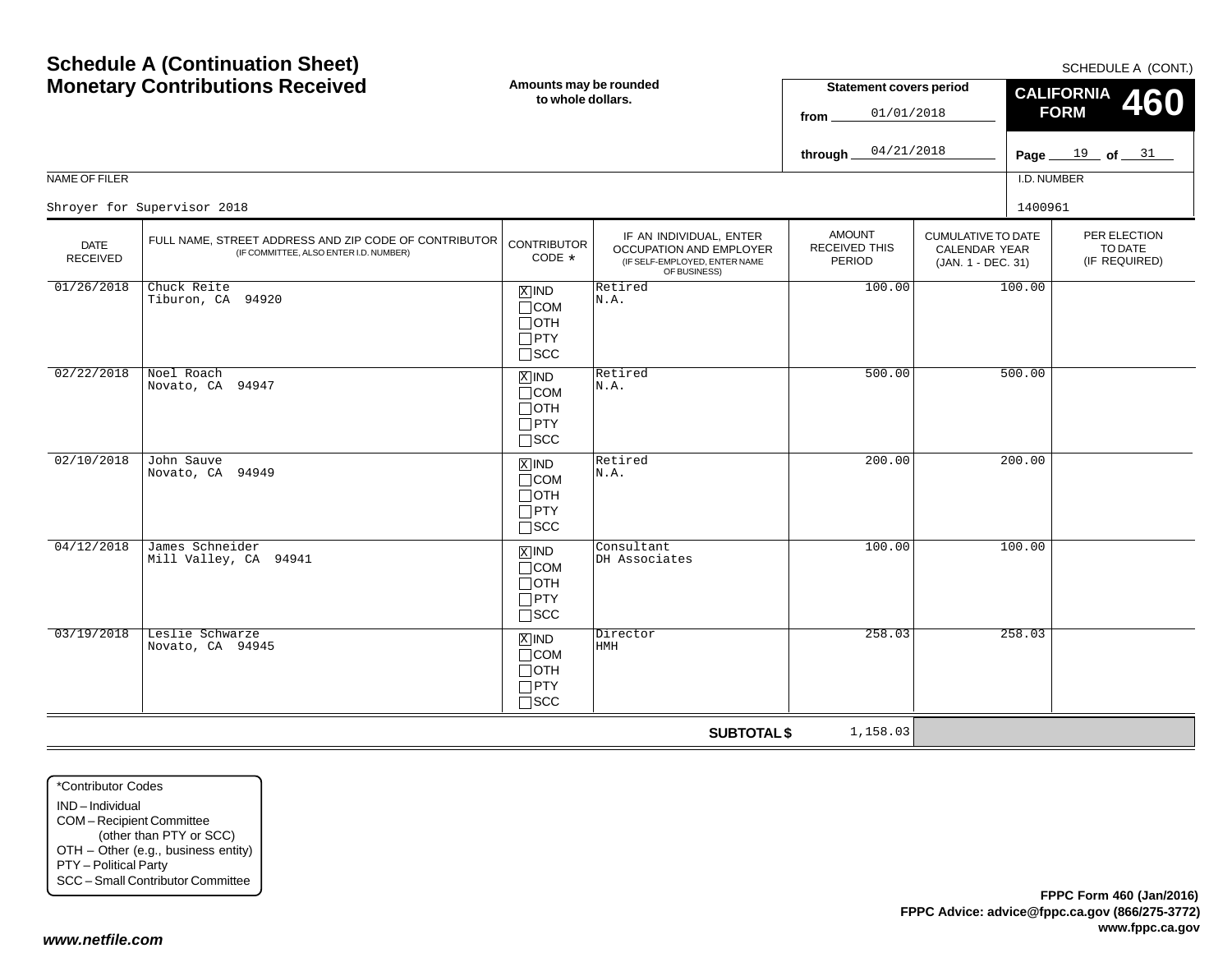# Schedule A (Continuation Sheet)
# Monetary Contributions Received

SCHEDULE A (CONT.)

**Amounts may be rounded to whole dollars.**

**Statement covers period**

from 01/01/2018

through 04/21/2018

**CALIFORNIA FORM 460**

NAME OF FILER

Shroyer for Supervisor 2018

I.D. NUMBER

1400961

| DATE RECEIVED | FULL NAME, STREET ADDRESS AND ZIP CODE OF CONTRIBUTOR (IF COMMITTEE, ALSO ENTER I.D. NUMBER) | CONTRIBUTOR CODE * | IF AN INDIVIDUAL, ENTER OCCUPATION AND EMPLOYER (IF SELF-EMPLOYED, ENTER NAME OF BUSINESS) | AMOUNT RECEIVED THIS PERIOD | CUMULATIVE TO DATE CALENDAR YEAR (JAN. 1 - DEC. 31) | PER ELECTION TO DATE (IF REQUIRED) |
|---|---|---|---|---|---|---|
| 01/26/2018 | Chuck Reite<br>Tiburon, CA 94920 | [X] IND<br>[ ] COM<br>[ ] OTH<br>[ ] PTY<br>[ ] SCC | Retired<br>N.A. | 100.00 | 100.00 | |
| 02/22/2018 | Noel Roach<br>Novato, CA 94947 | [X] IND<br>[ ] COM<br>[ ] OTH<br>[ ] PTY<br>[ ] SCC | Retired<br>N.A. | 500.00 | 500.00 | |
| 02/10/2018 | John Sauve<br>Novato, CA 94949 | [X] IND<br>[ ] COM<br>[ ] OTH<br>[ ] PTY<br>[ ] SCC | Retired<br>N.A. | 200.00 | 200.00 | |
| 04/12/2018 | James Schneider<br>Mill Valley, CA 94941 | [X] IND<br>[ ] COM<br>[ ] OTH<br>[ ] PTY<br>[ ] SCC | Consultant<br>DH Associates | 100.00 | 100.00 | |
| 03/19/2018 | Leslie Schwarze<br>Novato, CA 94945 | [X] IND<br>[ ] COM<br>[ ] OTH<br>[ ] PTY<br>[ ] SCC | Director<br>HMH | 258.03 | 258.03 | |
| | | | **SUBTOTAL $** | 1,158.03 | | |

*Contributor Codes

IND – Individual
COM – Recipient Committee (other than PTY or SCC)
OTH – Other (e.g., business entity)
PTY – Political Party
SCC – Small Contributor Committee

**FPPC Form 460 (Jan/2016)**
**FPPC Advice: advice@fppc.ca.gov (866/275-3772)**
**www.fppc.ca.gov**

***www.netfile.com***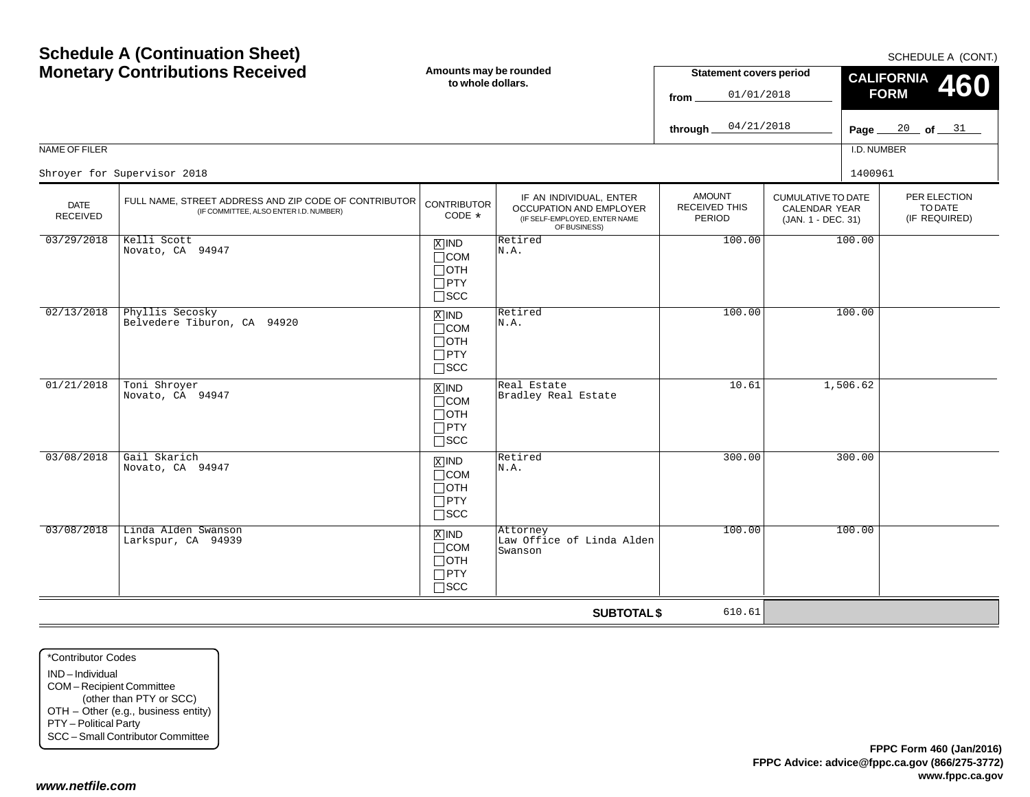# Schedule A (Continuation Sheet)
## Monetary Contributions Received

SCHEDULE A (CONT.)

**Amounts may be rounded to whole dollars.**

**Statement covers period**
from 01/01/2018
through 04/21/2018

**CALIFORNIA FORM 460**

**Page** 20 **of** 31

NAME OF FILER: Shroyer for Supervisor 2018

I.D. NUMBER: 1400961

| DATE RECEIVED | FULL NAME, STREET ADDRESS AND ZIP CODE OF CONTRIBUTOR (IF COMMITTEE, ALSO ENTER I.D. NUMBER) | CONTRIBUTOR CODE * | IF AN INDIVIDUAL, ENTER OCCUPATION AND EMPLOYER (IF SELF-EMPLOYED, ENTER NAME OF BUSINESS) | AMOUNT RECEIVED THIS PERIOD | CUMULATIVE TO DATE CALENDAR YEAR (JAN. 1 - DEC. 31) | PER ELECTION TO DATE (IF REQUIRED) |
|---|---|---|---|---|---|---|
| 03/29/2018 | Kelli Scott<br>Novato, CA 94947 | [X] IND<br>[ ] COM<br>[ ] OTH<br>[ ] PTY<br>[ ] SCC | Retired<br>N.A. | 100.00 | 100.00 | |
| 02/13/2018 | Phyllis Secosky<br>Belvedere Tiburon, CA 94920 | [X] IND<br>[ ] COM<br>[ ] OTH<br>[ ] PTY<br>[ ] SCC | Retired<br>N.A. | 100.00 | 100.00 | |
| 01/21/2018 | Toni Shroyer<br>Novato, CA 94947 | [X] IND<br>[ ] COM<br>[ ] OTH<br>[ ] PTY<br>[ ] SCC | Real Estate<br>Bradley Real Estate | 10.61 | 1,506.62 | |
| 03/08/2018 | Gail Skarich<br>Novato, CA 94947 | [X] IND<br>[ ] COM<br>[ ] OTH<br>[ ] PTY<br>[ ] SCC | Retired<br>N.A. | 300.00 | 300.00 | |
| 03/08/2018 | Linda Alden Swanson<br>Larkspur, CA 94939 | [X] IND<br>[ ] COM<br>[ ] OTH<br>[ ] PTY<br>[ ] SCC | Attorney<br>Law Office of Linda Alden Swanson | 100.00 | 100.00 | |
| | | | **SUBTOTAL $** | 610.61 | | |

*Contributor Codes
IND – Individual
COM – Recipient Committee (other than PTY or SCC)
OTH – Other (e.g., business entity)
PTY – Political Party
SCC – Small Contributor Committee

**FPPC Form 460 (Jan/2016)**
**FPPC Advice: advice@fppc.ca.gov (866/275-3772)**
**www.fppc.ca.gov**

***www.netfile.com***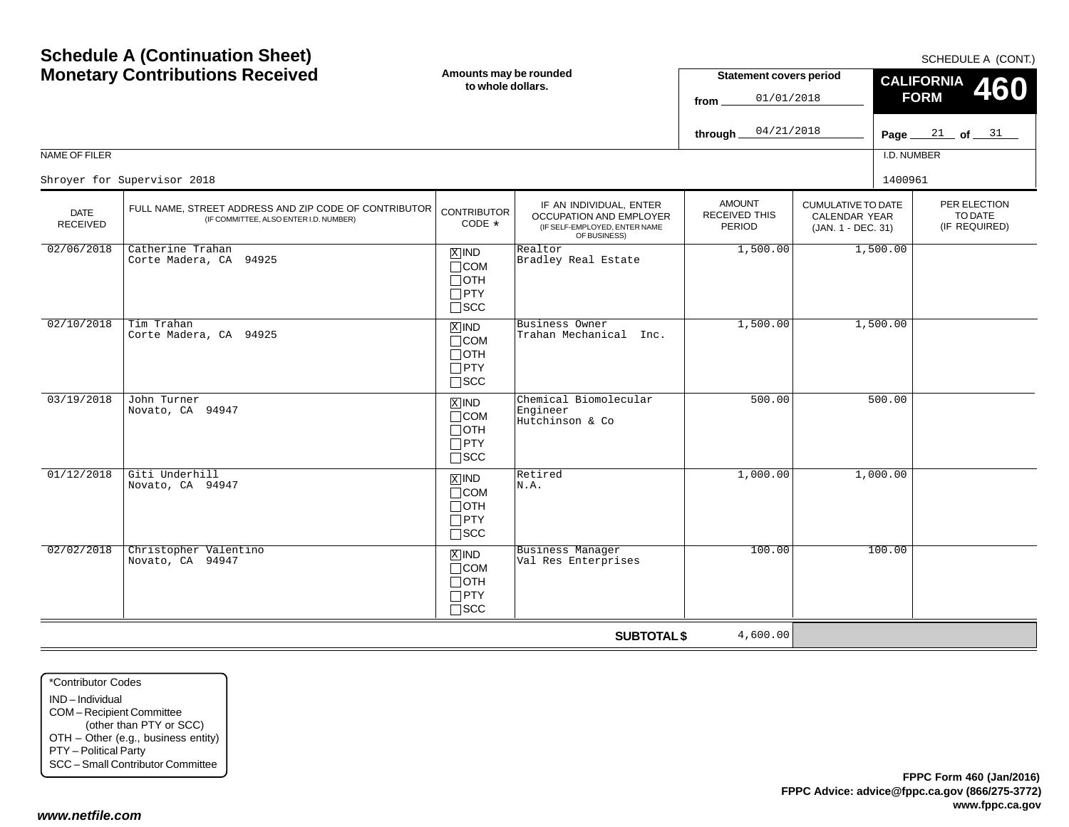# Schedule A (Continuation Sheet)
# Monetary Contributions Received

SCHEDULE A (CONT.)

**Amounts may be rounded to whole dollars.**

**Statement covers period**

from 01/01/2018

through 04/21/2018

**CALIFORNIA FORM 460**

Page 21 of 31

NAME OF FILER: Shroyer for Supervisor 2018

I.D. NUMBER: 1400961

| DATE RECEIVED | FULL NAME, STREET ADDRESS AND ZIP CODE OF CONTRIBUTOR (IF COMMITTEE, ALSO ENTER I.D. NUMBER) | CONTRIBUTOR CODE * | IF AN INDIVIDUAL, ENTER OCCUPATION AND EMPLOYER (IF SELF-EMPLOYED, ENTER NAME OF BUSINESS) | AMOUNT RECEIVED THIS PERIOD | CUMULATIVE TO DATE CALENDAR YEAR (JAN. 1 - DEC. 31) | PER ELECTION TO DATE (IF REQUIRED) |
|---|---|---|---|---|---|---|
| 02/06/2018 | Catherine Trahan<br>Corte Madera, CA 94925 | [X] IND<br>[ ] COM<br>[ ] OTH<br>[ ] PTY<br>[ ] SCC | Realtor<br>Bradley Real Estate | 1,500.00 | 1,500.00 | |
| 02/10/2018 | Tim Trahan<br>Corte Madera, CA 94925 | [X] IND<br>[ ] COM<br>[ ] OTH<br>[ ] PTY<br>[ ] SCC | Business Owner<br>Trahan Mechanical Inc. | 1,500.00 | 1,500.00 | |
| 03/19/2018 | John Turner<br>Novato, CA 94947 | [X] IND<br>[ ] COM<br>[ ] OTH<br>[ ] PTY<br>[ ] SCC | Chemical Biomolecular Engineer<br>Hutchinson & Co | 500.00 | 500.00 | |
| 01/12/2018 | Giti Underhill<br>Novato, CA 94947 | [X] IND<br>[ ] COM<br>[ ] OTH<br>[ ] PTY<br>[ ] SCC | Retired<br>N.A. | 1,000.00 | 1,000.00 | |
| 02/02/2018 | Christopher Valentino<br>Novato, CA 94947 | [X] IND<br>[ ] COM<br>[ ] OTH<br>[ ] PTY<br>[ ] SCC | Business Manager<br>Val Res Enterprises | 100.00 | 100.00 | |
| | | | **SUBTOTAL $** | 4,600.00 | | |

*Contributor Codes
- IND – Individual
- COM – Recipient Committee (other than PTY or SCC)
- OTH – Other (e.g., business entity)
- PTY – Political Party
- SCC – Small Contributor Committee

**FPPC Form 460 (Jan/2016)**
**FPPC Advice: advice@fppc.ca.gov (866/275-3772)**
**www.fppc.ca.gov**

*www.netfile.com*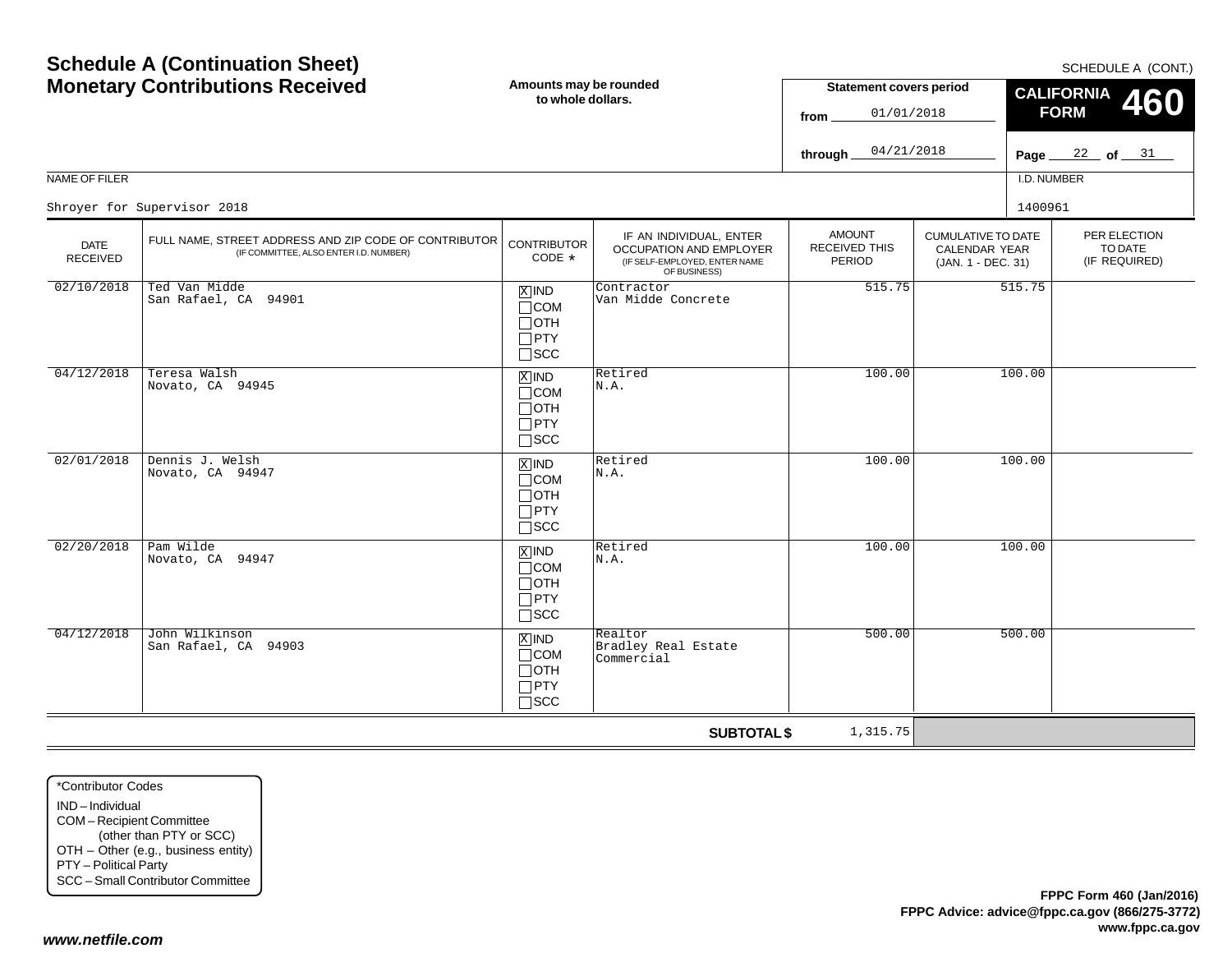# Schedule A (Continuation Sheet)
# Monetary Contributions Received

SCHEDULE A (CONT.)

Amounts may be rounded to whole dollars.

**Statement covers period**

from 01/01/2018

through 04/21/2018

**CALIFORNIA FORM 460**

Page 22 of 31

NAME OF FILER

Shroyer for Supervisor 2018

I.D. NUMBER

1400961

| DATE RECEIVED | FULL NAME, STREET ADDRESS AND ZIP CODE OF CONTRIBUTOR (IF COMMITTEE, ALSO ENTER I.D. NUMBER) | CONTRIBUTOR CODE * | IF AN INDIVIDUAL, ENTER OCCUPATION AND EMPLOYER (IF SELF-EMPLOYED, ENTER NAME OF BUSINESS) | AMOUNT RECEIVED THIS PERIOD | CUMULATIVE TO DATE CALENDAR YEAR (JAN. 1 - DEC. 31) | PER ELECTION TO DATE (IF REQUIRED) |
|---|---|---|---|---|---|---|
| 02/10/2018 | Ted Van Midde<br>San Rafael, CA 94901 | [X] IND<br>[ ] COM<br>[ ] OTH<br>[ ] PTY<br>[ ] SCC | Contractor<br>Van Midde Concrete | 515.75 | 515.75 | |
| 04/12/2018 | Teresa Walsh<br>Novato, CA 94945 | [X] IND<br>[ ] COM<br>[ ] OTH<br>[ ] PTY<br>[ ] SCC | Retired<br>N.A. | 100.00 | 100.00 | |
| 02/01/2018 | Dennis J. Welsh<br>Novato, CA 94947 | [X] IND<br>[ ] COM<br>[ ] OTH<br>[ ] PTY<br>[ ] SCC | Retired<br>N.A. | 100.00 | 100.00 | |
| 02/20/2018 | Pam Wilde<br>Novato, CA 94947 | [X] IND<br>[ ] COM<br>[ ] OTH<br>[ ] PTY<br>[ ] SCC | Retired<br>N.A. | 100.00 | 100.00 | |
| 04/12/2018 | John Wilkinson<br>San Rafael, CA 94903 | [X] IND<br>[ ] COM<br>[ ] OTH<br>[ ] PTY<br>[ ] SCC | Realtor<br>Bradley Real Estate Commercial | 500.00 | 500.00 | |
| | | | **SUBTOTAL $** | 1,315.75 | | |

*Contributor Codes

- IND – Individual
- COM – Recipient Committee (other than PTY or SCC)
- OTH – Other (e.g., business entity)
- PTY – Political Party
- SCC – Small Contributor Committee

**FPPC Form 460 (Jan/2016)**
**FPPC Advice: advice@fppc.ca.gov (866/275-3772)**
**www.fppc.ca.gov**

***www.netfile.com***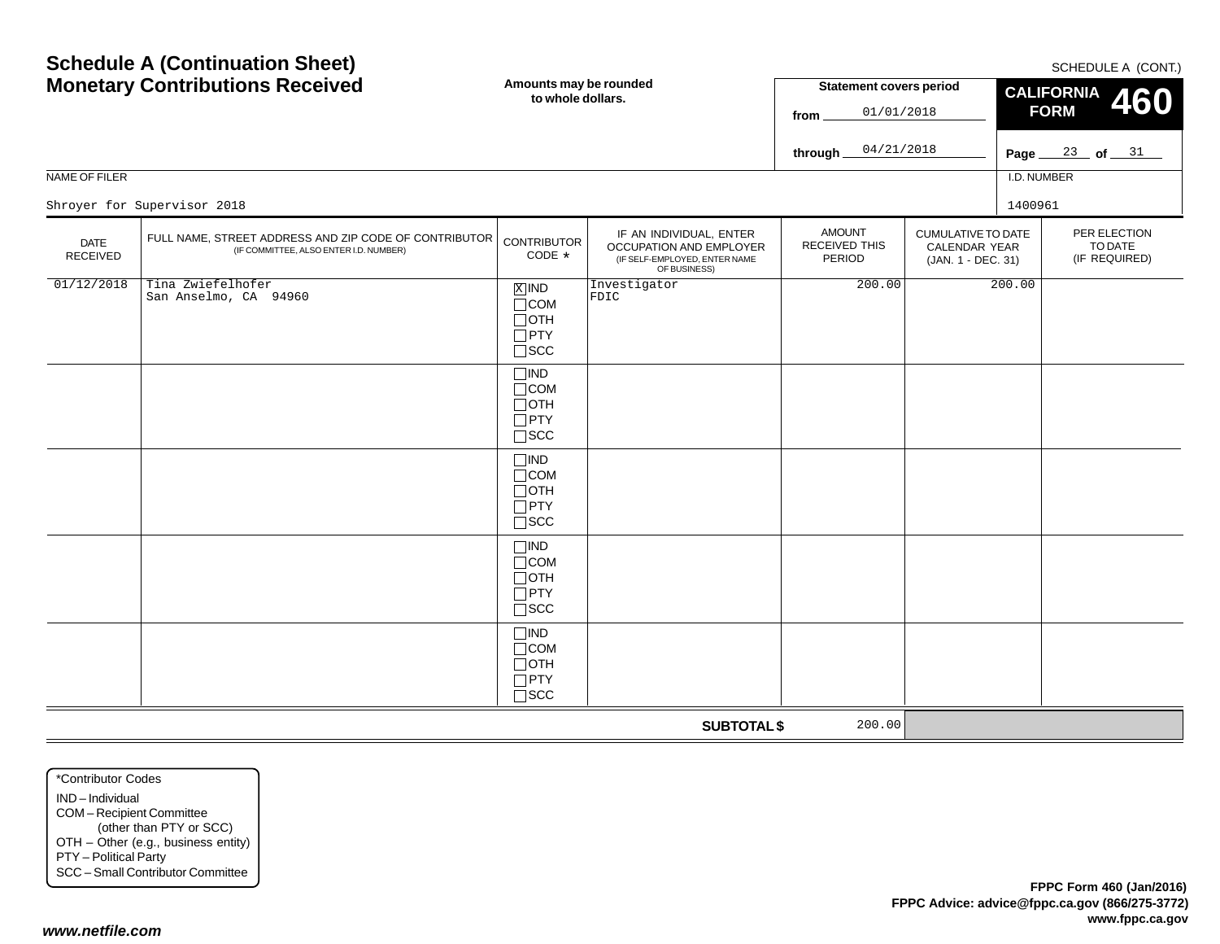# Schedule A (Continuation Sheet)
# Monetary Contributions Received

SCHEDULE A (CONT.)

**Amounts may be rounded to whole dollars.**

**Statement covers period**

from 01/01/2018

through 04/21/2018

**CALIFORNIA FORM 460**

Page 23 of 31

NAME OF FILER: Shroyer for Supervisor 2018

I.D. NUMBER: 1400961

| DATE RECEIVED | FULL NAME, STREET ADDRESS AND ZIP CODE OF CONTRIBUTOR (IF COMMITTEE, ALSO ENTER I.D. NUMBER) | CONTRIBUTOR CODE * | IF AN INDIVIDUAL, ENTER OCCUPATION AND EMPLOYER (IF SELF-EMPLOYED, ENTER NAME OF BUSINESS) | AMOUNT RECEIVED THIS PERIOD | CUMULATIVE TO DATE CALENDAR YEAR (JAN. 1 - DEC. 31) | PER ELECTION TO DATE (IF REQUIRED) |
|---|---|---|---|---|---|---|
| 01/12/2018 | Tina Zwiefelhofer<br>San Anselmo, CA 94960 | [X] IND<br>[ ] COM<br>[ ] OTH<br>[ ] PTY<br>[ ] SCC | Investigator<br>FDIC | 200.00 | 200.00 | |
| | | [ ] IND<br>[ ] COM<br>[ ] OTH<br>[ ] PTY<br>[ ] SCC | | | | |
| | | [ ] IND<br>[ ] COM<br>[ ] OTH<br>[ ] PTY<br>[ ] SCC | | | | |
| | | [ ] IND<br>[ ] COM<br>[ ] OTH<br>[ ] PTY<br>[ ] SCC | | | | |
| | | [ ] IND<br>[ ] COM<br>[ ] OTH<br>[ ] PTY<br>[ ] SCC | | | | |
| | | | **SUBTOTAL $** | 200.00 | | |

*Contributor Codes
- IND – Individual
- COM – Recipient Committee (other than PTY or SCC)
- OTH – Other (e.g., business entity)
- PTY – Political Party
- SCC – Small Contributor Committee

**FPPC Form 460 (Jan/2016)**
**FPPC Advice: advice@fppc.ca.gov (866/275-3772)**
**www.fppc.ca.gov**

*www.netfile.com*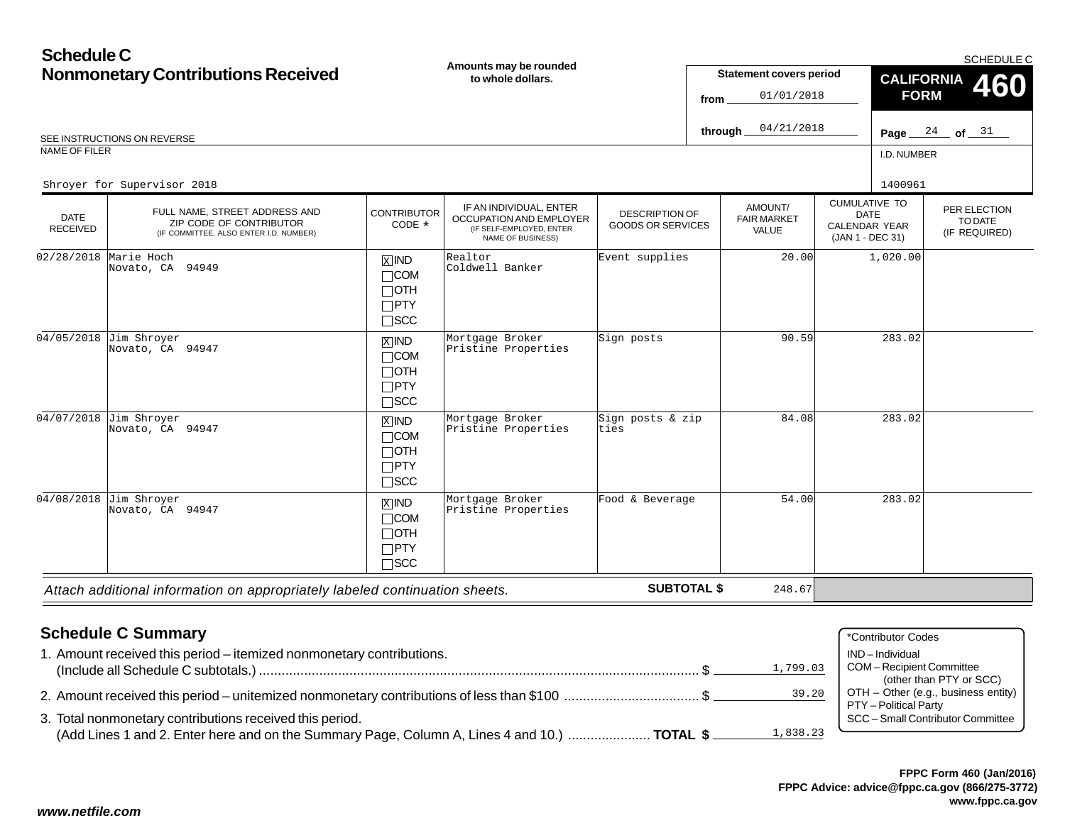# Schedule C
## Nonmonetary Contributions Received

**Amounts may be rounded to whole dollars.**

SCHEDULE C

**Statement covers period**
from 01/01/2018
through 04/21/2018

**CALIFORNIA FORM 460**

SEE INSTRUCTIONS ON REVERSE

NAME OF FILER: Shroyer for Supervisor 2018

I.D. NUMBER: 1400961

| DATE RECEIVED | FULL NAME, STREET ADDRESS AND ZIP CODE OF CONTRIBUTOR (IF COMMITTEE, ALSO ENTER I.D. NUMBER) | CONTRIBUTOR CODE * | IF AN INDIVIDUAL, ENTER OCCUPATION AND EMPLOYER (IF SELF-EMPLOYED, ENTER NAME OF BUSINESS) | DESCRIPTION OF GOODS OR SERVICES | AMOUNT/ FAIR MARKET VALUE | CUMULATIVE TO DATE CALENDAR YEAR (JAN 1 - DEC 31) | PER ELECTION TO DATE (IF REQUIRED) |
|---|---|---|---|---|---|---|---|
| 02/28/2018 | Marie Hoch<br>Novato, CA 94949 | [X] IND<br>[ ] COM<br>[ ] OTH<br>[ ] PTY<br>[ ] SCC | Realtor<br>Coldwell Banker | Event supplies | 20.00 | 1,020.00 | |
| 04/05/2018 | Jim Shroyer<br>Novato, CA 94947 | [X] IND<br>[ ] COM<br>[ ] OTH<br>[ ] PTY<br>[ ] SCC | Mortgage Broker<br>Pristine Properties | Sign posts | 90.59 | 283.02 | |
| 04/07/2018 | Jim Shroyer<br>Novato, CA 94947 | [X] IND<br>[ ] COM<br>[ ] OTH<br>[ ] PTY<br>[ ] SCC | Mortgage Broker<br>Pristine Properties | Sign posts & zip ties | 84.08 | 283.02 | |
| 04/08/2018 | Jim Shroyer<br>Novato, CA 94947 | [X] IND<br>[ ] COM<br>[ ] OTH<br>[ ] PTY<br>[ ] SCC | Mortgage Broker<br>Pristine Properties | Food & Beverage | 54.00 | 283.02 | |

*Attach additional information on appropriately labeled continuation sheets.* **SUBTOTAL $** 248.67

## Schedule C Summary

1. Amount received this period – itemized nonmonetary contributions. (Include all Schedule C subtotals.) ........ $ 1,799.03
2. Amount received this period – unitemized nonmonetary contributions of less than $100 ........ $ 39.20
3. Total nonmonetary contributions received this period. (Add Lines 1 and 2. Enter here and on the Summary Page, Column A, Lines 4 and 10.) ........ **TOTAL $** 1,838.23

*Contributor Codes
- IND – Individual
- COM – Recipient Committee (other than PTY or SCC)
- OTH – Other (e.g., business entity)
- PTY – Political Party
- SCC – Small Contributor Committee

**FPPC Form 460 (Jan/2016)**
**FPPC Advice: advice@fppc.ca.gov (866/275-3772)**
**www.fppc.ca.gov**

***www.netfile.com***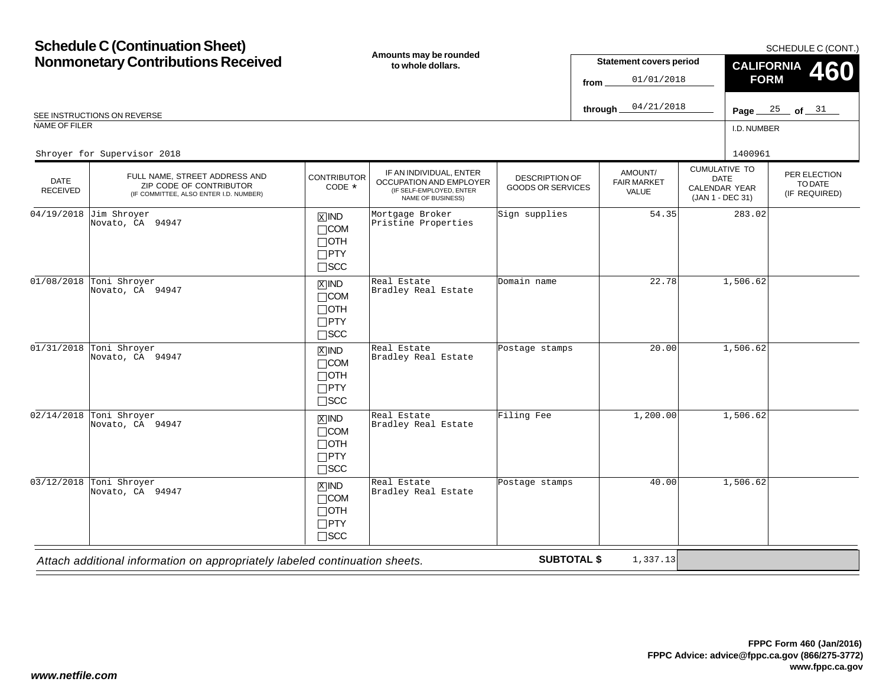# Schedule C (Continuation Sheet)
# Nonmonetary Contributions Received

**Amounts may be rounded to whole dollars.**

SCHEDULE C (CONT.)

**Statement covers period**

from 01/01/2018

through 04/21/2018

**CALIFORNIA FORM 460**

Page 25 of 31

SEE INSTRUCTIONS ON REVERSE

NAME OF FILER: Shroyer for Supervisor 2018

I.D. NUMBER: 1400961

| DATE RECEIVED | FULL NAME, STREET ADDRESS AND ZIP CODE OF CONTRIBUTOR (IF COMMITTEE, ALSO ENTER I.D. NUMBER) | CONTRIBUTOR CODE * | IF AN INDIVIDUAL, ENTER OCCUPATION AND EMPLOYER (IF SELF-EMPLOYED, ENTER NAME OF BUSINESS) | DESCRIPTION OF GOODS OR SERVICES | AMOUNT/ FAIR MARKET VALUE | CUMULATIVE TO DATE CALENDAR YEAR (JAN 1 - DEC 31) | PER ELECTION TO DATE (IF REQUIRED) |
|---|---|---|---|---|---|---|---|
| 04/19/2018 | Jim Shroyer<br>Novato, CA 94947 | [X] IND<br>[ ] COM<br>[ ] OTH<br>[ ] PTY<br>[ ] SCC | Mortgage Broker<br>Pristine Properties | Sign supplies | 54.35 | 283.02 | |
| 01/08/2018 | Toni Shroyer<br>Novato, CA 94947 | [X] IND<br>[ ] COM<br>[ ] OTH<br>[ ] PTY<br>[ ] SCC | Real Estate<br>Bradley Real Estate | Domain name | 22.78 | 1,506.62 | |
| 01/31/2018 | Toni Shroyer<br>Novato, CA 94947 | [X] IND<br>[ ] COM<br>[ ] OTH<br>[ ] PTY<br>[ ] SCC | Real Estate<br>Bradley Real Estate | Postage stamps | 20.00 | 1,506.62 | |
| 02/14/2018 | Toni Shroyer<br>Novato, CA 94947 | [X] IND<br>[ ] COM<br>[ ] OTH<br>[ ] PTY<br>[ ] SCC | Real Estate<br>Bradley Real Estate | Filing Fee | 1,200.00 | 1,506.62 | |
| 03/12/2018 | Toni Shroyer<br>Novato, CA 94947 | [X] IND<br>[ ] COM<br>[ ] OTH<br>[ ] PTY<br>[ ] SCC | Real Estate<br>Bradley Real Estate | Postage stamps | 40.00 | 1,506.62 | |

*Attach additional information on appropriately labeled continuation sheets.*

**SUBTOTAL $** 1,337.13

FPPC Form 460 (Jan/2016)
FPPC Advice: advice@fppc.ca.gov (866/275-3772)
www.fppc.ca.gov

*www.netfile.com*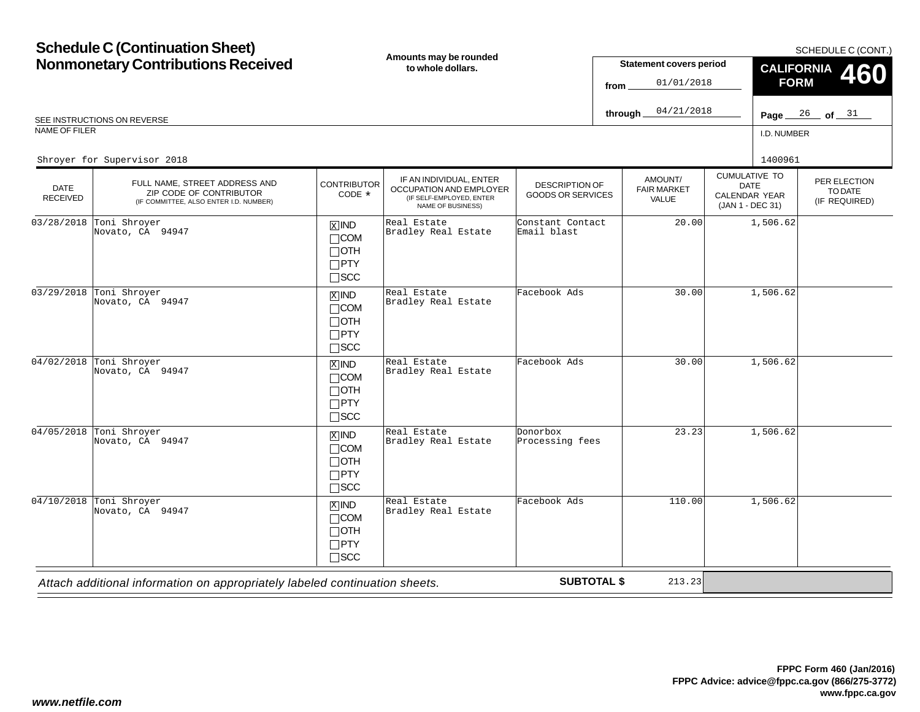# Schedule C (Continuation Sheet)
# Nonmonetary Contributions Received

**Amounts may be rounded to whole dollars.**

SCHEDULE C (CONT.)

**CALIFORNIA FORM 460**

**Statement covers period**
from 01/01/2018
through 04/21/2018

SEE INSTRUCTIONS ON REVERSE

NAME OF FILER: Shroyer for Supervisor 2018

I.D. NUMBER: 1400961

| DATE RECEIVED | FULL NAME, STREET ADDRESS AND ZIP CODE OF CONTRIBUTOR (IF COMMITTEE, ALSO ENTER I.D. NUMBER) | CONTRIBUTOR CODE * | IF AN INDIVIDUAL, ENTER OCCUPATION AND EMPLOYER (IF SELF-EMPLOYED, ENTER NAME OF BUSINESS) | DESCRIPTION OF GOODS OR SERVICES | AMOUNT/ FAIR MARKET VALUE | CUMULATIVE TO DATE CALENDAR YEAR (JAN 1 - DEC 31) | PER ELECTION TO DATE (IF REQUIRED) |
|---|---|---|---|---|---|---|---|
| 03/28/2018 | Toni Shroyer<br>Novato, CA 94947 | [X] IND<br>[ ] COM<br>[ ] OTH<br>[ ] PTY<br>[ ] SCC | Real Estate<br>Bradley Real Estate | Constant Contact<br>Email blast | 20.00 | 1,506.62 | |
| 03/29/2018 | Toni Shroyer<br>Novato, CA 94947 | [X] IND<br>[ ] COM<br>[ ] OTH<br>[ ] PTY<br>[ ] SCC | Real Estate<br>Bradley Real Estate | Facebook Ads | 30.00 | 1,506.62 | |
| 04/02/2018 | Toni Shroyer<br>Novato, CA 94947 | [X] IND<br>[ ] COM<br>[ ] OTH<br>[ ] PTY<br>[ ] SCC | Real Estate<br>Bradley Real Estate | Facebook Ads | 30.00 | 1,506.62 | |
| 04/05/2018 | Toni Shroyer<br>Novato, CA 94947 | [X] IND<br>[ ] COM<br>[ ] OTH<br>[ ] PTY<br>[ ] SCC | Real Estate<br>Bradley Real Estate | Donorbox<br>Processing fees | 23.23 | 1,506.62 | |
| 04/10/2018 | Toni Shroyer<br>Novato, CA 94947 | [X] IND<br>[ ] COM<br>[ ] OTH<br>[ ] PTY<br>[ ] SCC | Real Estate<br>Bradley Real Estate | Facebook Ads | 110.00 | 1,506.62 | |

*Attach additional information on appropriately labeled continuation sheets.*

**SUBTOTAL $** 213.23

**FPPC Form 460 (Jan/2016)**
**FPPC Advice: advice@fppc.ca.gov (866/275-3772)**
**www.fppc.ca.gov**

***www.netfile.com***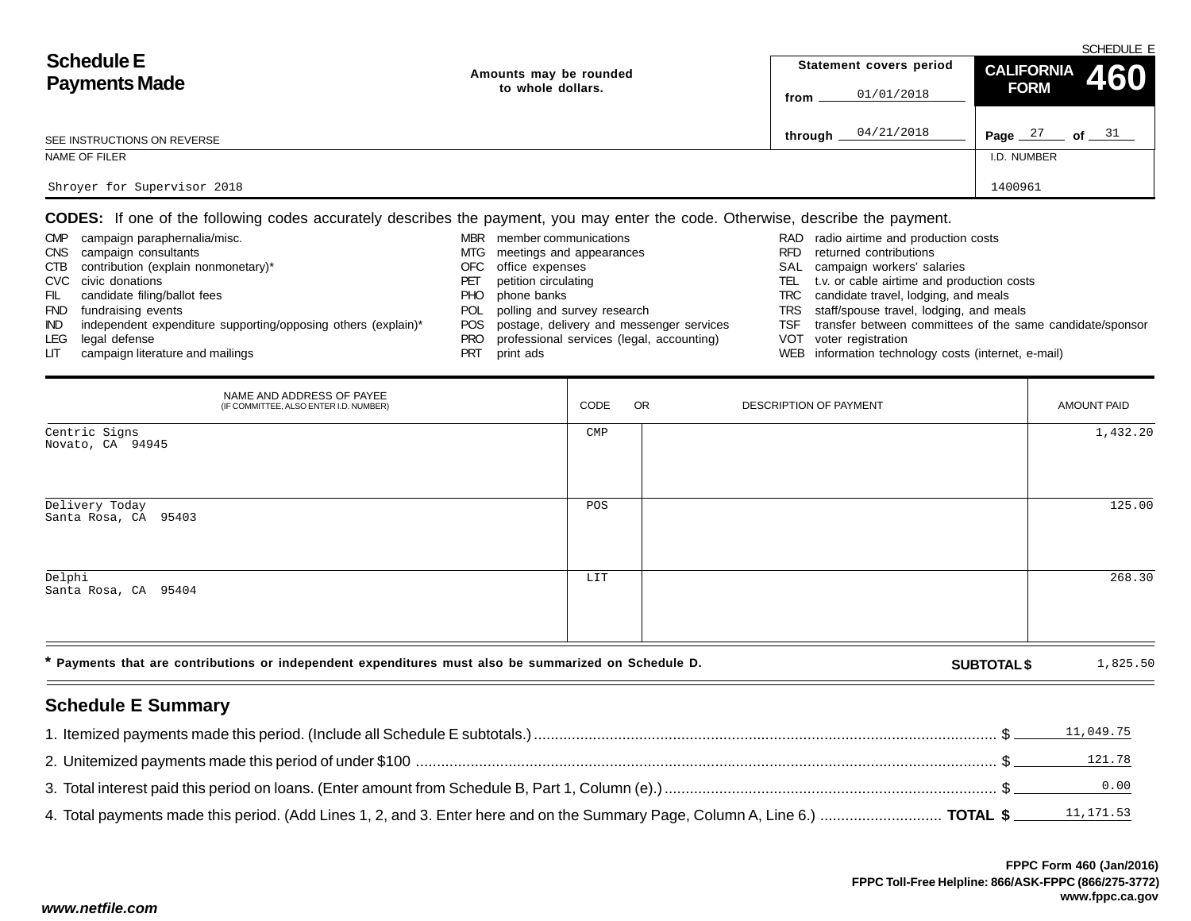SCHEDULE E

# Schedule E
# Payments Made

Amounts may be rounded to whole dollars.

Statement covers period

from 01/01/2018

through 04/21/2018

**CALIFORNIA FORM 460**

Page 27 of 31

SEE INSTRUCTIONS ON REVERSE

NAME OF FILER: Shroyer for Supervisor 2018

I.D. NUMBER: 1400961

**CODES:** If one of the following codes accurately describes the payment, you may enter the code. Otherwise, describe the payment.

| | | | | | |
|---|---|---|---|---|---|
| CMP | campaign paraphernalia/misc. | MBR | member communications | RAD | radio airtime and production costs |
| CNS | campaign consultants | MTG | meetings and appearances | RFD | returned contributions |
| CTB | contribution (explain nonmonetary)* | OFC | office expenses | SAL | campaign workers' salaries |
| CVC | civic donations | PET | petition circulating | TEL | t.v. or cable airtime and production costs |
| FIL | candidate filing/ballot fees | PHO | phone banks | TRC | candidate travel, lodging, and meals |
| FND | fundraising events | POL | polling and survey research | TRS | staff/spouse travel, lodging, and meals |
| IND | independent expenditure supporting/opposing others (explain)* | POS | postage, delivery and messenger services | TSF | transfer between committees of the same candidate/sponsor |
| LEG | legal defense | PRO | professional services (legal, accounting) | VOT | voter registration |
| LIT | campaign literature and mailings | PRT | print ads | WEB | information technology costs (internet, e-mail) |

| NAME AND ADDRESS OF PAYEE (IF COMMITTEE, ALSO ENTER I.D. NUMBER) | CODE | OR DESCRIPTION OF PAYMENT | AMOUNT PAID |
|---|---|---|---|
| Centric Signs<br>Novato, CA 94945 | CMP | | 1,432.20 |
| Delivery Today<br>Santa Rosa, CA 95403 | POS | | 125.00 |
| Delphi<br>Santa Rosa, CA 95404 | LIT | | 268.30 |

**\*** **Payments that are contributions or independent expenditures must also be summarized on Schedule D.**

**SUBTOTAL $** 1,825.50

## Schedule E Summary

1. Itemized payments made this period. (Include all Schedule E subtotals.) .......... $ 11,049.75
2. Unitemized payments made this period of under $100 .......... $ 121.78
3. Total interest paid this period on loans. (Enter amount from Schedule B, Part 1, Column (e).) .......... $ 0.00
4. Total payments made this period. (Add Lines 1, 2, and 3. Enter here and on the Summary Page, Column A, Line 6.) .......... **TOTAL $** 11,171.53

FPPC Form 460 (Jan/2016)
FPPC Toll-Free Helpline: 866/ASK-FPPC (866/275-3772)
www.fppc.ca.gov

*www.netfile.com*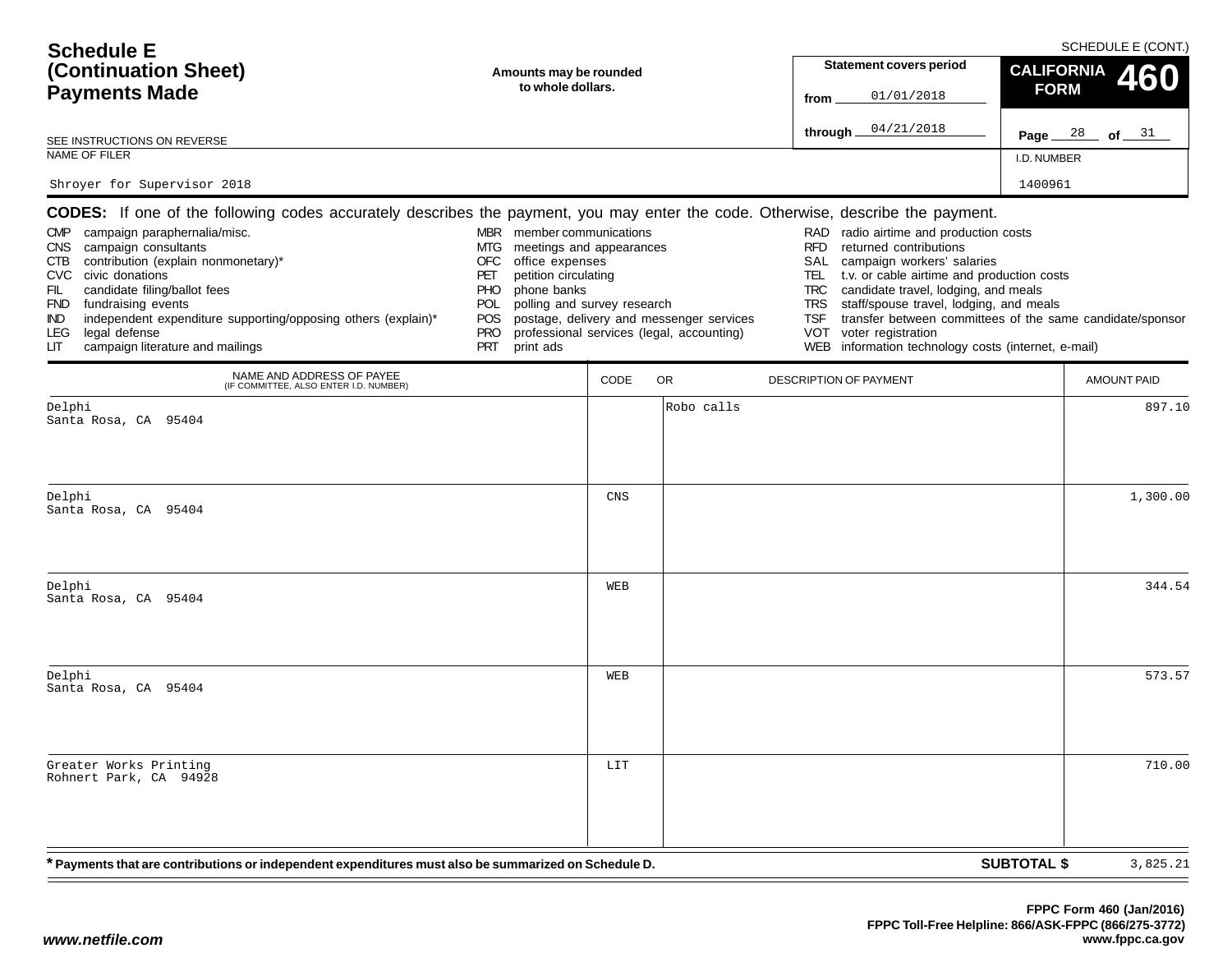# Schedule E (Continuation Sheet) Payments Made

SCHEDULE E (CONT.)

**Amounts may be rounded to whole dollars.**

SEE INSTRUCTIONS ON REVERSE

**Statement covers period**

from 01/01/2018

through 04/21/2018

**CALIFORNIA FORM 460**

Page 28 of 31

NAME OF FILER: Shroyer for Supervisor 2018

I.D. NUMBER: 1400961

**CODES:** If one of the following codes accurately describes the payment, you may enter the code. Otherwise, describe the payment.

- CMP campaign paraphernalia/misc.
- CNS campaign consultants
- CTB contribution (explain nonmonetary)*
- CVC civic donations
- FIL candidate filing/ballot fees
- FND fundraising events
- IND independent expenditure supporting/opposing others (explain)*
- LEG legal defense
- LIT campaign literature and mailings
- MBR member communications
- MTG meetings and appearances
- OFC office expenses
- PET petition circulating
- PHO phone banks
- POL polling and survey research
- POS postage, delivery and messenger services
- PRO professional services (legal, accounting)
- PRT print ads
- RAD radio airtime and production costs
- RFD returned contributions
- SAL campaign workers' salaries
- TEL t.v. or cable airtime and production costs
- TRC candidate travel, lodging, and meals
- TRS staff/spouse travel, lodging, and meals
- TSF transfer between committees of the same candidate/sponsor
- VOT voter registration
- WEB information technology costs (internet, e-mail)

| NAME AND ADDRESS OF PAYEE (IF COMMITTEE, ALSO ENTER I.D. NUMBER) | CODE | OR DESCRIPTION OF PAYMENT | AMOUNT PAID |
|---|---|---|---|
| Delphi<br>Santa Rosa, CA 95404 | | Robo calls | 897.10 |
| Delphi<br>Santa Rosa, CA 95404 | CNS | | 1,300.00 |
| Delphi<br>Santa Rosa, CA 95404 | WEB | | 344.54 |
| Delphi<br>Santa Rosa, CA 95404 | WEB | | 573.57 |
| Greater Works Printing<br>Rohnert Park, CA 94928 | LIT | | 710.00 |

**\* Payments that are contributions or independent expenditures must also be summarized on Schedule D.**

**SUBTOTAL $** 3,825.21

FPPC Form 460 (Jan/2016)
FPPC Toll-Free Helpline: 866/ASK-FPPC (866/275-3772)
www.fppc.ca.gov

www.netfile.com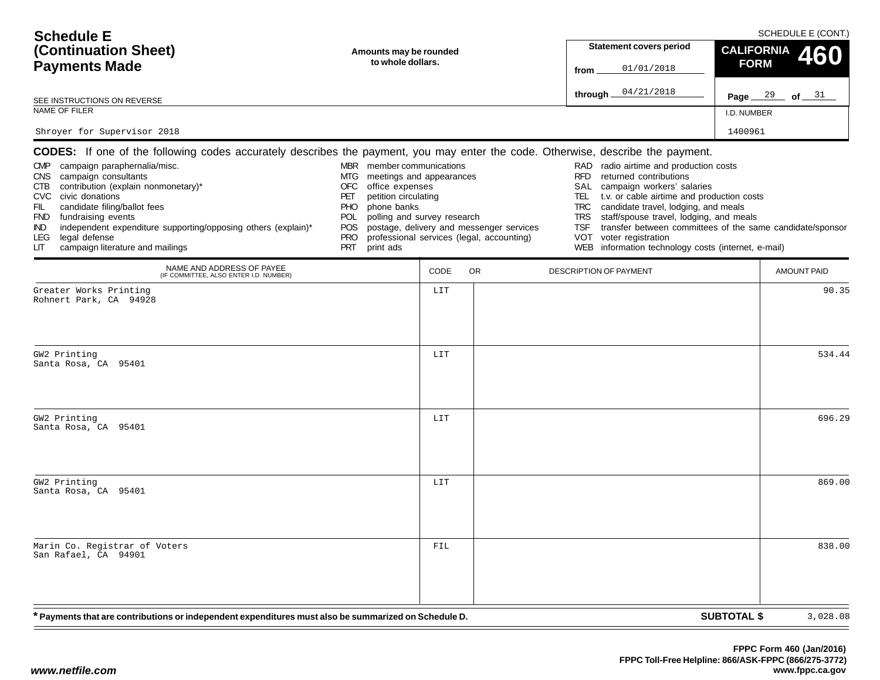# Schedule E (Continuation Sheet) Payments Made

SCHEDULE E (CONT.)

**Amounts may be rounded to whole dollars.**

SEE INSTRUCTIONS ON REVERSE

**Statement covers period**

from 01/01/2018

through 04/21/2018

**CALIFORNIA FORM 460**

Page 29 of 31

NAME OF FILER: Shroyer for Supervisor 2018

I.D. NUMBER: 1400961

**CODES:** If one of the following codes accurately describes the payment, you may enter the code. Otherwise, describe the payment.

- CMP campaign paraphernalia/misc.
- CNS campaign consultants
- CTB contribution (explain nonmonetary)*
- CVC civic donations
- FIL candidate filing/ballot fees
- FND fundraising events
- IND independent expenditure supporting/opposing others (explain)*
- LEG legal defense
- LIT campaign literature and mailings
- MBR member communications
- MTG meetings and appearances
- OFC office expenses
- PET petition circulating
- PHO phone banks
- POL polling and survey research
- POS postage, delivery and messenger services
- PRO professional services (legal, accounting)
- PRT print ads
- RAD radio airtime and production costs
- RFD returned contributions
- SAL campaign workers' salaries
- TEL t.v. or cable airtime and production costs
- TRC candidate travel, lodging, and meals
- TRS staff/spouse travel, lodging, and meals
- TSF transfer between committees of the same candidate/sponsor
- VOT voter registration
- WEB information technology costs (internet, e-mail)

| NAME AND ADDRESS OF PAYEE (IF COMMITTEE, ALSO ENTER I.D. NUMBER) | CODE | OR DESCRIPTION OF PAYMENT | AMOUNT PAID |
|---|---|---|---|
| Greater Works Printing<br>Rohnert Park, CA 94928 | LIT | | 90.35 |
| GW2 Printing<br>Santa Rosa, CA 95401 | LIT | | 534.44 |
| GW2 Printing<br>Santa Rosa, CA 95401 | LIT | | 696.29 |
| GW2 Printing<br>Santa Rosa, CA 95401 | LIT | | 869.00 |
| Marin Co. Registrar of Voters<br>San Rafael, CA 94901 | FIL | | 838.00 |

**\* Payments that are contributions or independent expenditures must also be summarized on Schedule D.**

**SUBTOTAL $** 3,028.08

FPPC Form 460 (Jan/2016)
FPPC Toll-Free Helpline: 866/ASK-FPPC (866/275-3772)
www.fppc.ca.gov

www.netfile.com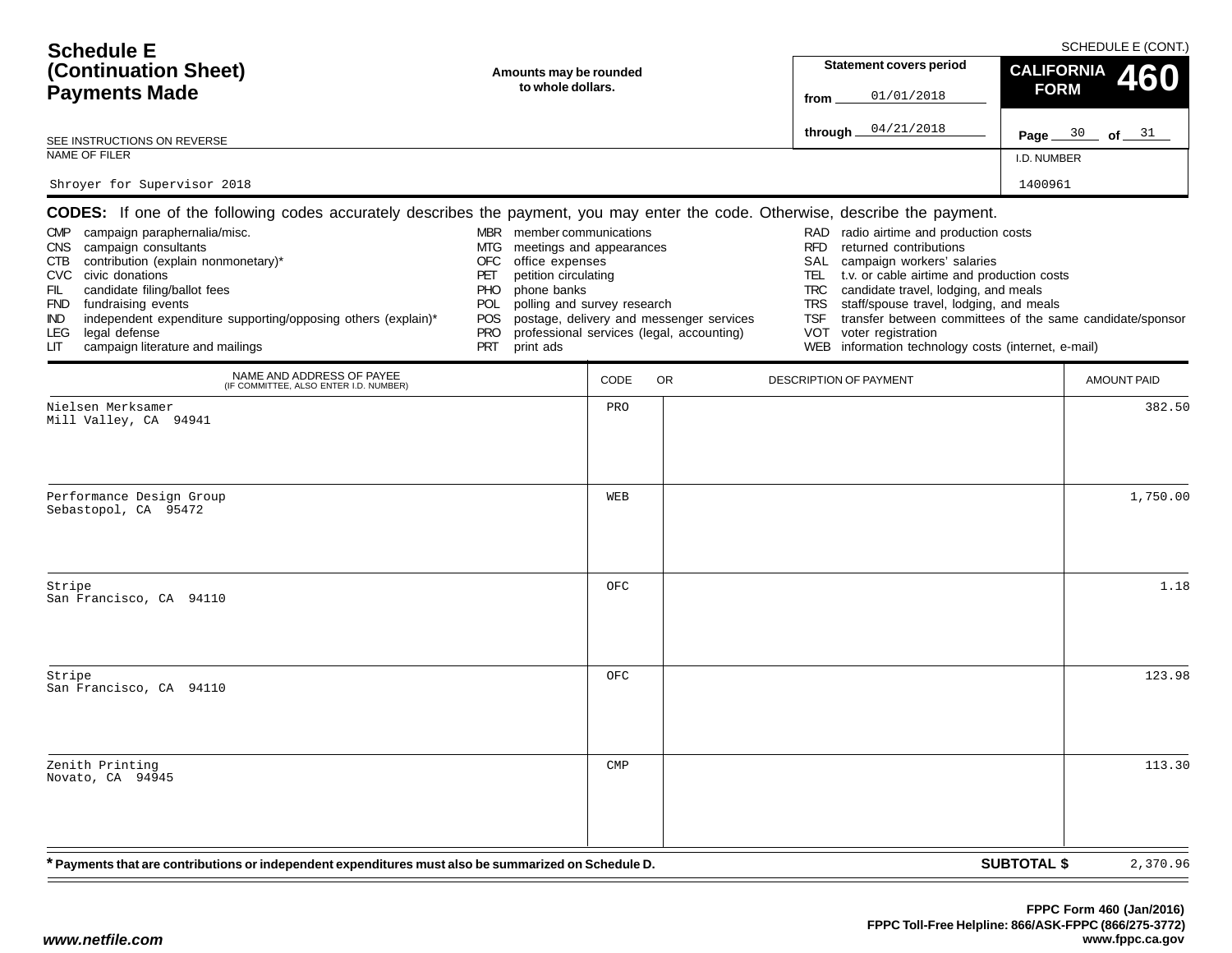# Schedule E (Continuation Sheet) Payments Made

SCHEDULE E (CONT.)

**Amounts may be rounded to whole dollars.**

SEE INSTRUCTIONS ON REVERSE

| Statement covers period | CALIFORNIA FORM 460 |
|---|---|
| from 01/01/2018 | |
| through 04/21/2018 | Page 30 of 31 |

| NAME OF FILER | I.D. NUMBER |
|---|---|
| Shroyer for Supervisor 2018 | 1400961 |

**CODES:** If one of the following codes accurately describes the payment, you may enter the code. Otherwise, describe the payment.

- CMP campaign paraphernalia/misc.
- CNS campaign consultants
- CTB contribution (explain nonmonetary)*
- CVC civic donations
- FIL candidate filing/ballot fees
- FND fundraising events
- IND independent expenditure supporting/opposing others (explain)*
- LEG legal defense
- LIT campaign literature and mailings
- MBR member communications
- MTG meetings and appearances
- OFC office expenses
- PET petition circulating
- PHO phone banks
- POL polling and survey research
- POS postage, delivery and messenger services
- PRO professional services (legal, accounting)
- PRT print ads
- RAD radio airtime and production costs
- RFD returned contributions
- SAL campaign workers' salaries
- TEL t.v. or cable airtime and production costs
- TRC candidate travel, lodging, and meals
- TRS staff/spouse travel, lodging, and meals
- TSF transfer between committees of the same candidate/sponsor
- VOT voter registration
- WEB information technology costs (internet, e-mail)

| NAME AND ADDRESS OF PAYEE (IF COMMITTEE, ALSO ENTER I.D. NUMBER) | CODE | OR DESCRIPTION OF PAYMENT | AMOUNT PAID |
|---|---|---|---|
| Nielsen Merksamer<br>Mill Valley, CA 94941 | PRO | | 382.50 |
| Performance Design Group<br>Sebastopol, CA 95472 | WEB | | 1,750.00 |
| Stripe<br>San Francisco, CA 94110 | OFC | | 1.18 |
| Stripe<br>San Francisco, CA 94110 | OFC | | 123.98 |
| Zenith Printing<br>Novato, CA 94945 | CMP | | 113.30 |

**\* Payments that are contributions or independent expenditures must also be summarized on Schedule D.**

**SUBTOTAL $** 2,370.96

**FPPC Form 460 (Jan/2016)**
**FPPC Toll-Free Helpline: 866/ASK-FPPC (866/275-3772)**
**www.fppc.ca.gov**

***www.netfile.com***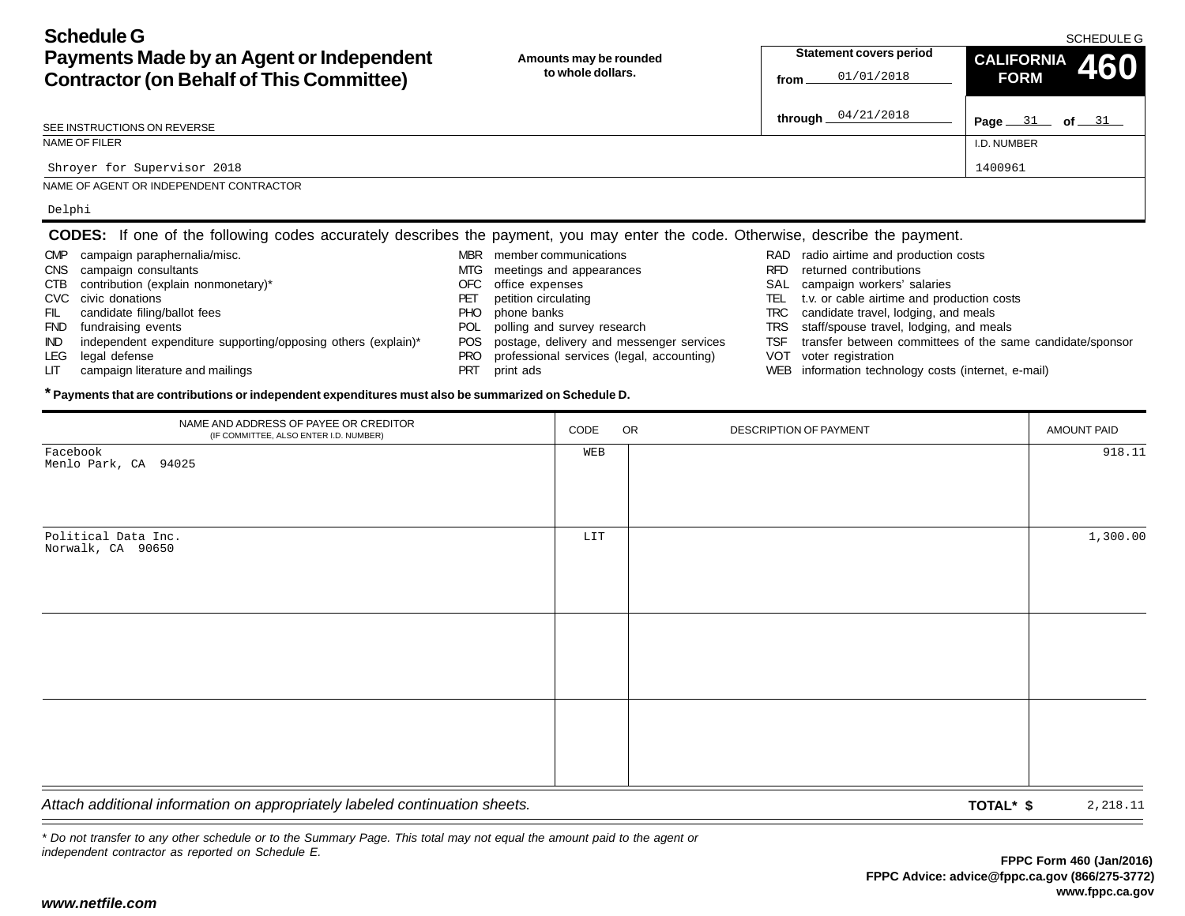SCHEDULE G

# Schedule G
## Payments Made by an Agent or Independent Contractor (on Behalf of This Committee)

**Amounts may be rounded to whole dollars.**

**Statement covers period**

from 01/01/2018

through 04/21/2018

**CALIFORNIA FORM 460**

SEE INSTRUCTIONS ON REVERSE

NAME OF FILER

Shroyer for Supervisor 2018

I.D. NUMBER

1400961

NAME OF AGENT OR INDEPENDENT CONTRACTOR

Delphi

**CODES:** If one of the following codes accurately describes the payment, you may enter the code. Otherwise, describe the payment.

- CMP campaign paraphernalia/misc.
- CNS campaign consultants
- CTB contribution (explain nonmonetary)*
- CVC civic donations
- FIL candidate filing/ballot fees
- FND fundraising events
- IND independent expenditure supporting/opposing others (explain)*
- LEG legal defense
- LIT campaign literature and mailings
- MBR member communications
- MTG meetings and appearances
- OFC office expenses
- PET petition circulating
- PHO phone banks
- POL polling and survey research
- POS postage, delivery and messenger services
- PRO professional services (legal, accounting)
- PRT print ads
- RAD radio airtime and production costs
- RFD returned contributions
- SAL campaign workers' salaries
- TEL t.v. or cable airtime and production costs
- TRC candidate travel, lodging, and meals
- TRS staff/spouse travel, lodging, and meals
- TSF transfer between committees of the same candidate/sponsor
- VOT voter registration
- WEB information technology costs (internet, e-mail)

**\* Payments that are contributions or independent expenditures must also be summarized on Schedule D.**

| NAME AND ADDRESS OF PAYEE OR CREDITOR (IF COMMITTEE, ALSO ENTER I.D. NUMBER) | CODE | OR DESCRIPTION OF PAYMENT | AMOUNT PAID |
|---|---|---|---|
| Facebook<br>Menlo Park, CA 94025 | WEB | | 918.11 |
| Political Data Inc.<br>Norwalk, CA 90650 | LIT | | 1,300.00 |
| | | | |
| | | | |

*Attach additional information on appropriately labeled continuation sheets.*

**TOTAL\* $** 2,218.11

*\* Do not transfer to any other schedule or to the Summary Page. This total may not equal the amount paid to the agent or independent contractor as reported on Schedule E.*

**FPPC Form 460 (Jan/2016)**
**FPPC Advice: advice@fppc.ca.gov (866/275-3772)**
**www.fppc.ca.gov**

***www.netfile.com***